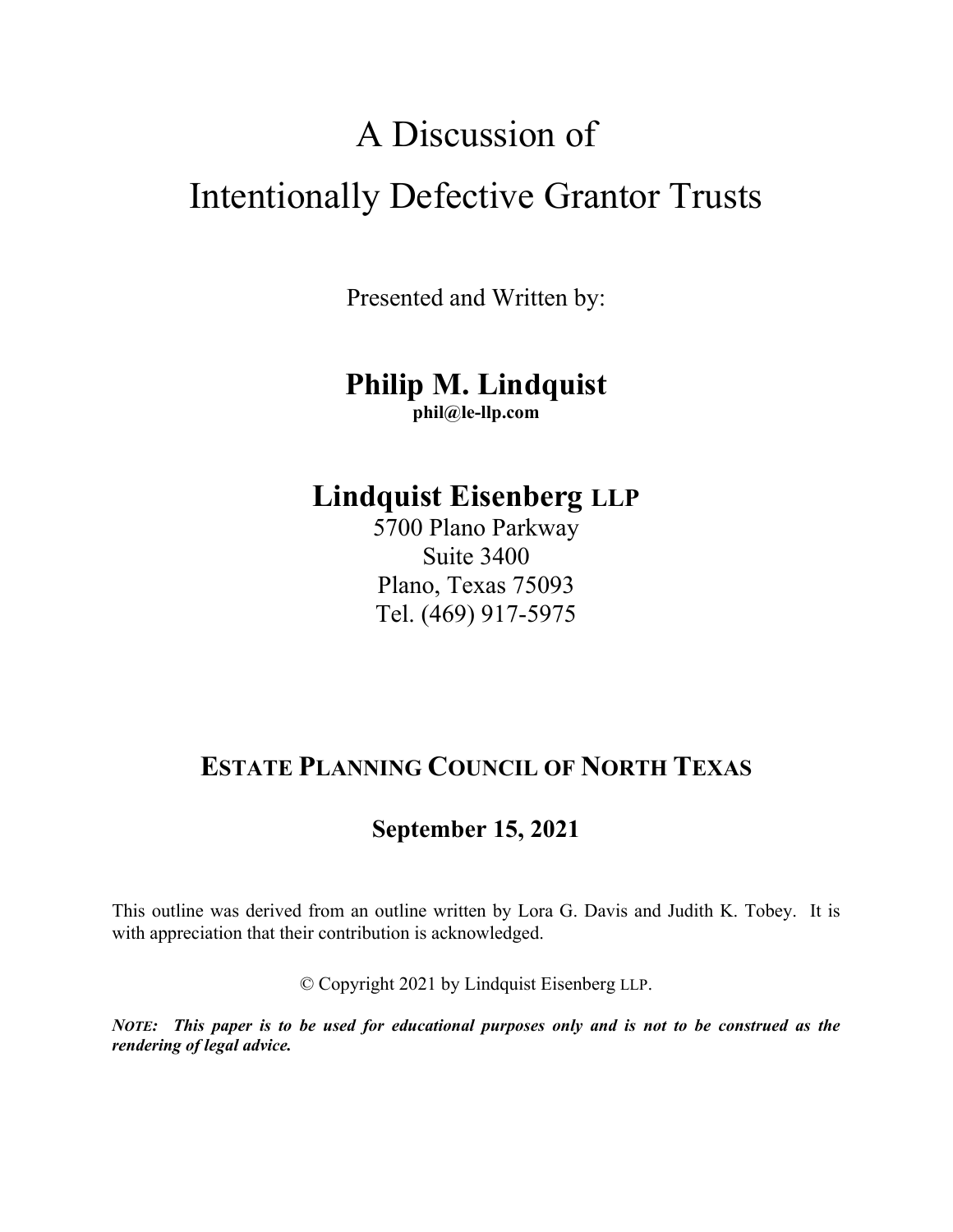# A Discussion of Intentionally Defective Grantor Trusts

Presented and Written by:

## Philip M. Lindquist

**phil@le-llp.com**

## Lindquist Eisenberg LLP

5700 Plano Parkway
Suite 3400
Plano, Texas 75093
Tel. (469) 917-5975

### ESTATE PLANNING COUNCIL OF NORTH TEXAS

**September 15, 2021**

This outline was derived from an outline written by Lora G. Davis and Judith K. Tobey. It is with appreciation that their contribution is acknowledged.

© Copyright 2021 by Lindquist Eisenberg LLP.

***NOTE: This paper is to be used for educational purposes only and is not to be construed as the rendering of legal advice.***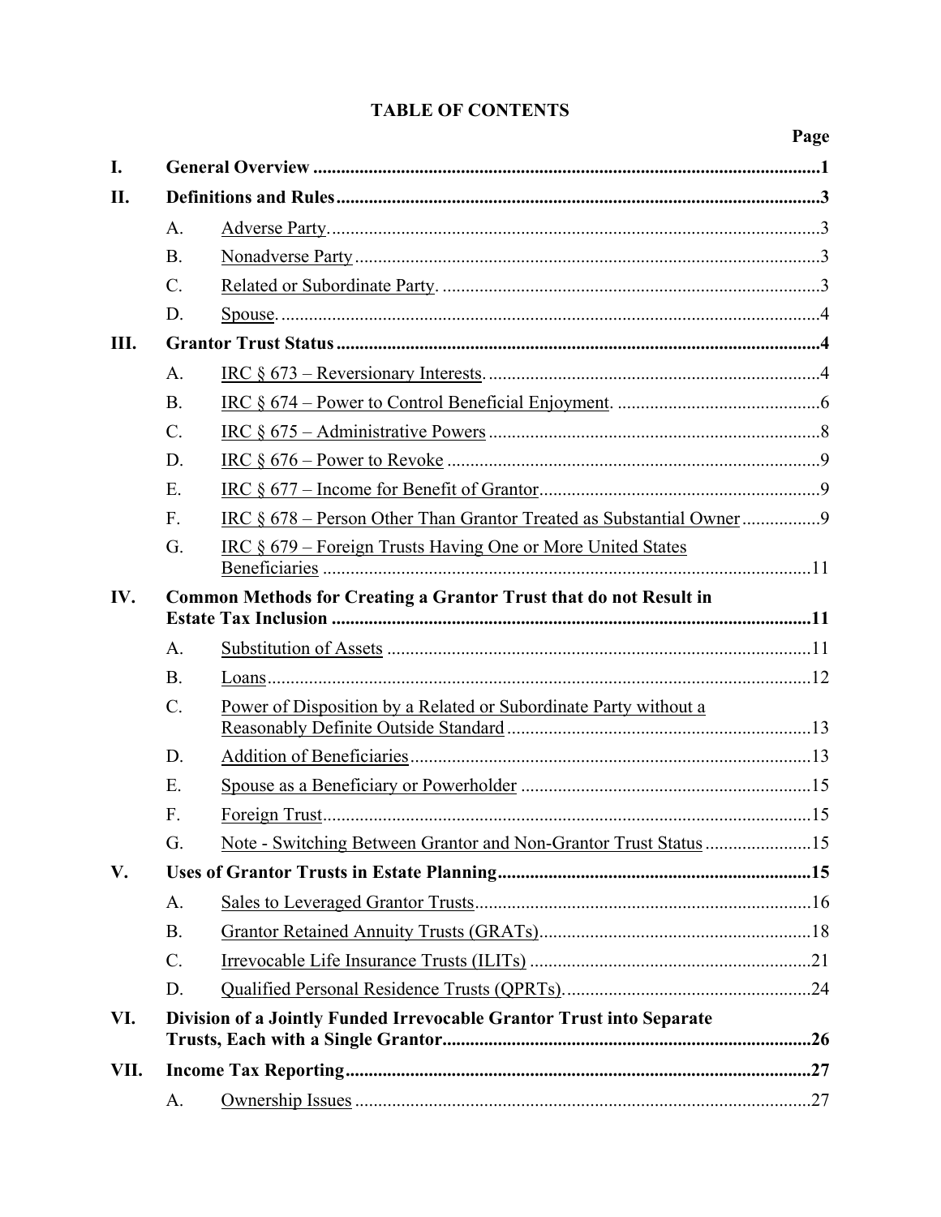# TABLE OF CONTENTS

| | | Page |
|---|---|---|
| **I.** | **General Overview** | **1** |
| **II.** | **Definitions and Rules** | **3** |
| A. | Adverse Party. | 3 |
| B. | Nonadverse Party | 3 |
| C. | Related or Subordinate Party. | 3 |
| D. | Spouse. | 4 |
| **III.** | **Grantor Trust Status** | **4** |
| A. | IRC § 673 – Reversionary Interests. | 4 |
| B. | IRC § 674 – Power to Control Beneficial Enjoyment. | 6 |
| C. | IRC § 675 – Administrative Powers | 8 |
| D. | IRC § 676 – Power to Revoke | 9 |
| E. | IRC § 677 – Income for Benefit of Grantor | 9 |
| F. | IRC § 678 – Person Other Than Grantor Treated as Substantial Owner | 9 |
| G. | IRC § 679 – Foreign Trusts Having One or More United States Beneficiaries | 11 |
| **IV.** | **Common Methods for Creating a Grantor Trust that do not Result in Estate Tax Inclusion** | **11** |
| A. | Substitution of Assets | 11 |
| B. | Loans | 12 |
| C. | Power of Disposition by a Related or Subordinate Party without a Reasonably Definite Outside Standard | 13 |
| D. | Addition of Beneficiaries | 13 |
| E. | Spouse as a Beneficiary or Powerholder | 15 |
| F. | Foreign Trust | 15 |
| G. | Note - Switching Between Grantor and Non-Grantor Trust Status | 15 |
| **V.** | **Uses of Grantor Trusts in Estate Planning** | **15** |
| A. | Sales to Leveraged Grantor Trusts | 16 |
| B. | Grantor Retained Annuity Trusts (GRATs) | 18 |
| C. | Irrevocable Life Insurance Trusts (ILITs) | 21 |
| D. | Qualified Personal Residence Trusts (QPRTs). | 24 |
| **VI.** | **Division of a Jointly Funded Irrevocable Grantor Trust into Separate Trusts, Each with a Single Grantor** | **26** |
| **VII.** | **Income Tax Reporting** | **27** |
| A. | Ownership Issues | 27 |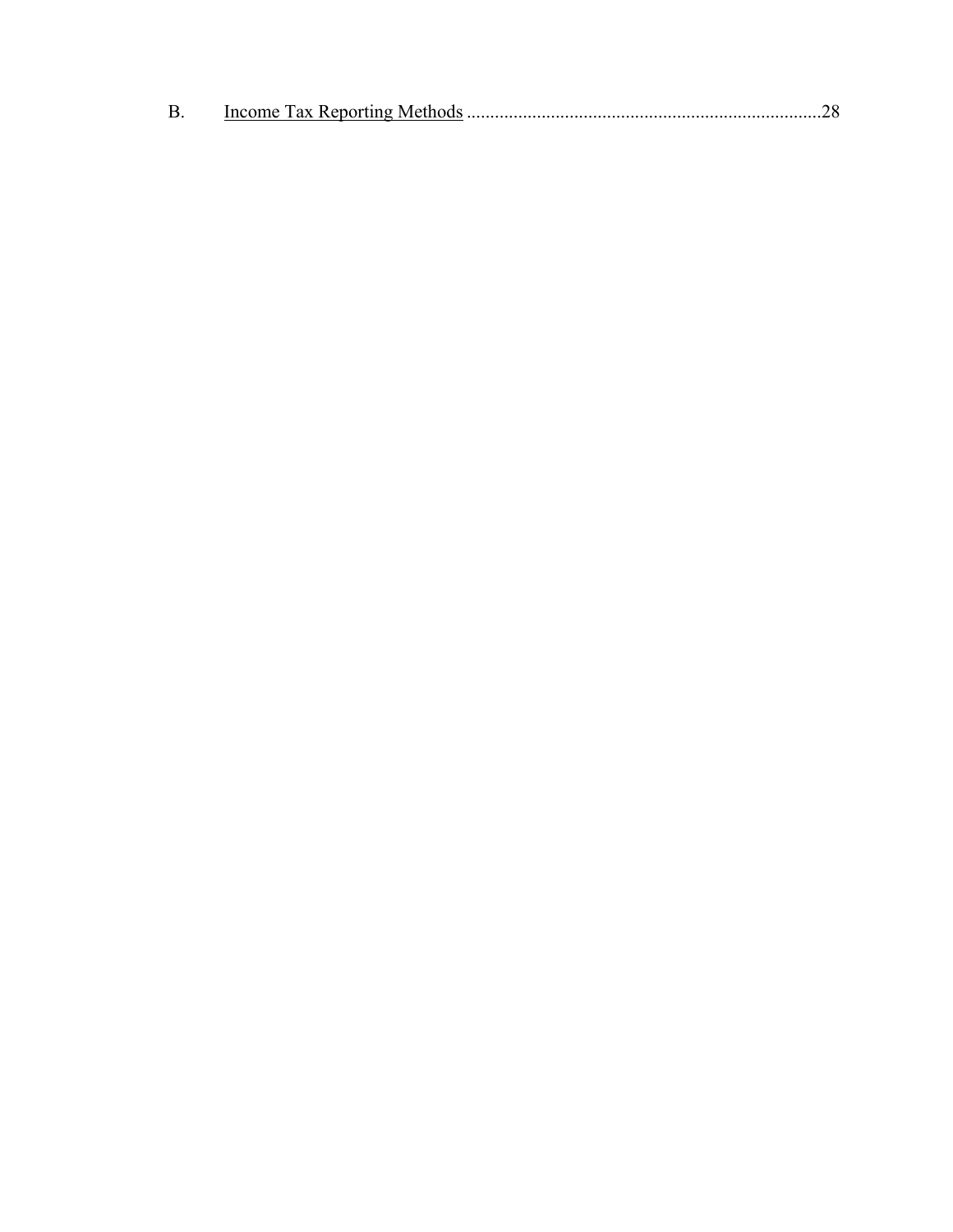B. Income Tax Reporting Methods ..........................................................................28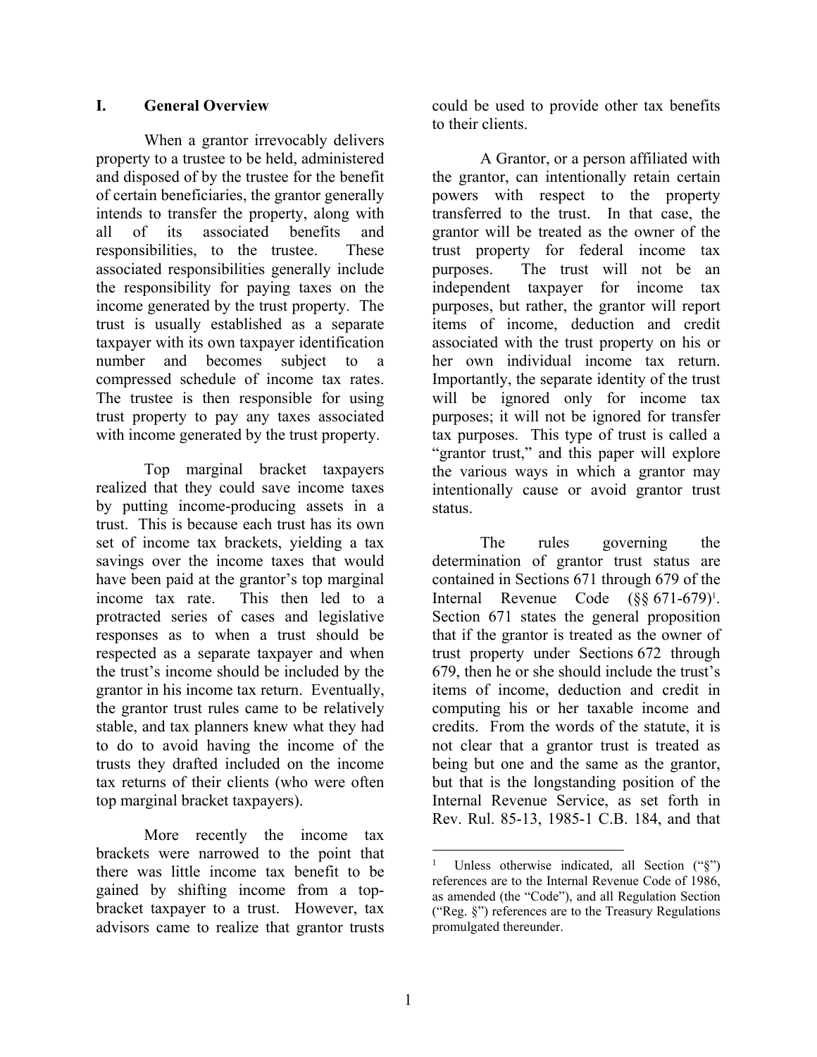## I. General Overview

When a grantor irrevocably delivers property to a trustee to be held, administered and disposed of by the trustee for the benefit of certain beneficiaries, the grantor generally intends to transfer the property, along with all of its associated benefits and responsibilities, to the trustee. These associated responsibilities generally include the responsibility for paying taxes on the income generated by the trust property. The trust is usually established as a separate taxpayer with its own taxpayer identification number and becomes subject to a compressed schedule of income tax rates. The trustee is then responsible for using trust property to pay any taxes associated with income generated by the trust property.

Top marginal bracket taxpayers realized that they could save income taxes by putting income-producing assets in a trust. This is because each trust has its own set of income tax brackets, yielding a tax savings over the income taxes that would have been paid at the grantor's top marginal income tax rate. This then led to a protracted series of cases and legislative responses as to when a trust should be respected as a separate taxpayer and when the trust's income should be included by the grantor in his income tax return. Eventually, the grantor trust rules came to be relatively stable, and tax planners knew what they had to do to avoid having the income of the trusts they drafted included on the income tax returns of their clients (who were often top marginal bracket taxpayers).

More recently the income tax brackets were narrowed to the point that there was little income tax benefit to be gained by shifting income from a top-bracket taxpayer to a trust. However, tax advisors came to realize that grantor trusts could be used to provide other tax benefits to their clients.

A Grantor, or a person affiliated with the grantor, can intentionally retain certain powers with respect to the property transferred to the trust. In that case, the grantor will be treated as the owner of the trust property for federal income tax purposes. The trust will not be an independent taxpayer for income tax purposes, but rather, the grantor will report items of income, deduction and credit associated with the trust property on his or her own individual income tax return. Importantly, the separate identity of the trust will be ignored only for income tax purposes; it will not be ignored for transfer tax purposes. This type of trust is called a "grantor trust," and this paper will explore the various ways in which a grantor may intentionally cause or avoid grantor trust status.

The rules governing the determination of grantor trust status are contained in Sections 671 through 679 of the Internal Revenue Code (§§ 671-679)[1]. Section 671 states the general proposition that if the grantor is treated as the owner of trust property under Sections 672 through 679, then he or she should include the trust's items of income, deduction and credit in computing his or her taxable income and credits. From the words of the statute, it is not clear that a grantor trust is treated as being but one and the same as the grantor, but that is the longstanding position of the Internal Revenue Service, as set forth in Rev. Rul. 85-13, 1985-1 C.B. 184, and that

[1] Unless otherwise indicated, all Section ("§") references are to the Internal Revenue Code of 1986, as amended (the "Code"), and all Regulation Section ("Reg. §") references are to the Treasury Regulations promulgated thereunder.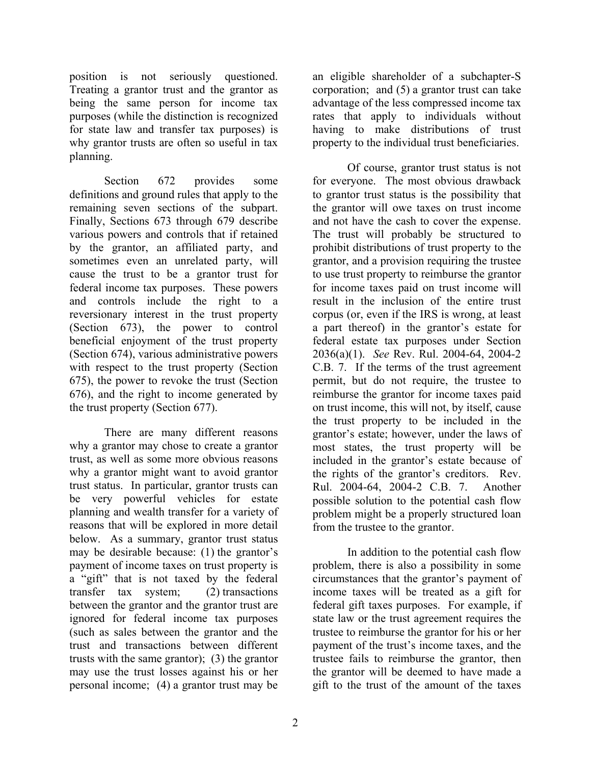position is not seriously questioned. Treating a grantor trust and the grantor as being the same person for income tax purposes (while the distinction is recognized for state law and transfer tax purposes) is why grantor trusts are often so useful in tax planning.

Section 672 provides some definitions and ground rules that apply to the remaining seven sections of the subpart. Finally, Sections 673 through 679 describe various powers and controls that if retained by the grantor, an affiliated party, and sometimes even an unrelated party, will cause the trust to be a grantor trust for federal income tax purposes. These powers and controls include the right to a reversionary interest in the trust property (Section 673), the power to control beneficial enjoyment of the trust property (Section 674), various administrative powers with respect to the trust property (Section 675), the power to revoke the trust (Section 676), and the right to income generated by the trust property (Section 677).

There are many different reasons why a grantor may chose to create a grantor trust, as well as some more obvious reasons why a grantor might want to avoid grantor trust status. In particular, grantor trusts can be very powerful vehicles for estate planning and wealth transfer for a variety of reasons that will be explored in more detail below. As a summary, grantor trust status may be desirable because: (1) the grantor's payment of income taxes on trust property is a "gift" that is not taxed by the federal transfer tax system; (2) transactions between the grantor and the grantor trust are ignored for federal income tax purposes (such as sales between the grantor and the trust and transactions between different trusts with the same grantor); (3) the grantor may use the trust losses against his or her personal income; (4) a grantor trust may be an eligible shareholder of a subchapter-S corporation; and (5) a grantor trust can take advantage of the less compressed income tax rates that apply to individuals without having to make distributions of trust property to the individual trust beneficiaries.

Of course, grantor trust status is not for everyone. The most obvious drawback to grantor trust status is the possibility that the grantor will owe taxes on trust income and not have the cash to cover the expense. The trust will probably be structured to prohibit distributions of trust property to the grantor, and a provision requiring the trustee to use trust property to reimburse the grantor for income taxes paid on trust income will result in the inclusion of the entire trust corpus (or, even if the IRS is wrong, at least a part thereof) in the grantor's estate for federal estate tax purposes under Section 2036(a)(1). *See* Rev. Rul. 2004-64, 2004-2 C.B. 7. If the terms of the trust agreement permit, but do not require, the trustee to reimburse the grantor for income taxes paid on trust income, this will not, by itself, cause the trust property to be included in the grantor's estate; however, under the laws of most states, the trust property will be included in the grantor's estate because of the rights of the grantor's creditors. Rev. Rul. 2004-64, 2004-2 C.B. 7. Another possible solution to the potential cash flow problem might be a properly structured loan from the trustee to the grantor.

In addition to the potential cash flow problem, there is also a possibility in some circumstances that the grantor's payment of income taxes will be treated as a gift for federal gift taxes purposes. For example, if state law or the trust agreement requires the trustee to reimburse the grantor for his or her payment of the trust's income taxes, and the trustee fails to reimburse the grantor, then the grantor will be deemed to have made a gift to the trust of the amount of the taxes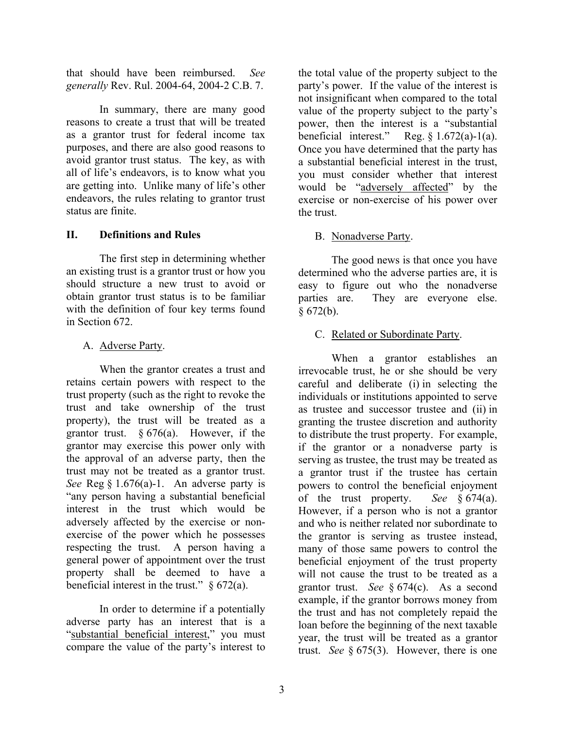that should have been reimbursed. *See generally* Rev. Rul. 2004-64, 2004-2 C.B. 7.

In summary, there are many good reasons to create a trust that will be treated as a grantor trust for federal income tax purposes, and there are also good reasons to avoid grantor trust status. The key, as with all of life's endeavors, is to know what you are getting into. Unlike many of life's other endeavors, the rules relating to grantor trust status are finite.

## II. Definitions and Rules

The first step in determining whether an existing trust is a grantor trust or how you should structure a new trust to avoid or obtain grantor trust status is to be familiar with the definition of four key terms found in Section 672.

### A. Adverse Party.

When the grantor creates a trust and retains certain powers with respect to the trust property (such as the right to revoke the trust and take ownership of the trust property), the trust will be treated as a grantor trust. § 676(a). However, if the grantor may exercise this power only with the approval of an adverse party, then the trust may not be treated as a grantor trust. *See* Reg § 1.676(a)-1. An adverse party is "any person having a substantial beneficial interest in the trust which would be adversely affected by the exercise or non-exercise of the power which he possesses respecting the trust. A person having a general power of appointment over the trust property shall be deemed to have a beneficial interest in the trust." § 672(a).

In order to determine if a potentially adverse party has an interest that is a "substantial beneficial interest," you must compare the value of the party's interest to the total value of the property subject to the party's power. If the value of the interest is not insignificant when compared to the total value of the property subject to the party's power, then the interest is a "substantial beneficial interest." Reg. § 1.672(a)-1(a). Once you have determined that the party has a substantial beneficial interest in the trust, you must consider whether that interest would be "adversely affected" by the exercise or non-exercise of his power over the trust.

### B. Nonadverse Party.

The good news is that once you have determined who the adverse parties are, it is easy to figure out who the nonadverse parties are. They are everyone else. § 672(b).

### C. Related or Subordinate Party.

When a grantor establishes an irrevocable trust, he or she should be very careful and deliberate (i) in selecting the individuals or institutions appointed to serve as trustee and successor trustee and (ii) in granting the trustee discretion and authority to distribute the trust property. For example, if the grantor or a nonadverse party is serving as trustee, the trust may be treated as a grantor trust if the trustee has certain powers to control the beneficial enjoyment of the trust property. *See* § 674(a). However, if a person who is not a grantor and who is neither related nor subordinate to the grantor is serving as trustee instead, many of those same powers to control the beneficial enjoyment of the trust property will not cause the trust to be treated as a grantor trust. *See* § 674(c). As a second example, if the grantor borrows money from the trust and has not completely repaid the loan before the beginning of the next taxable year, the trust will be treated as a grantor trust. *See* § 675(3). However, there is one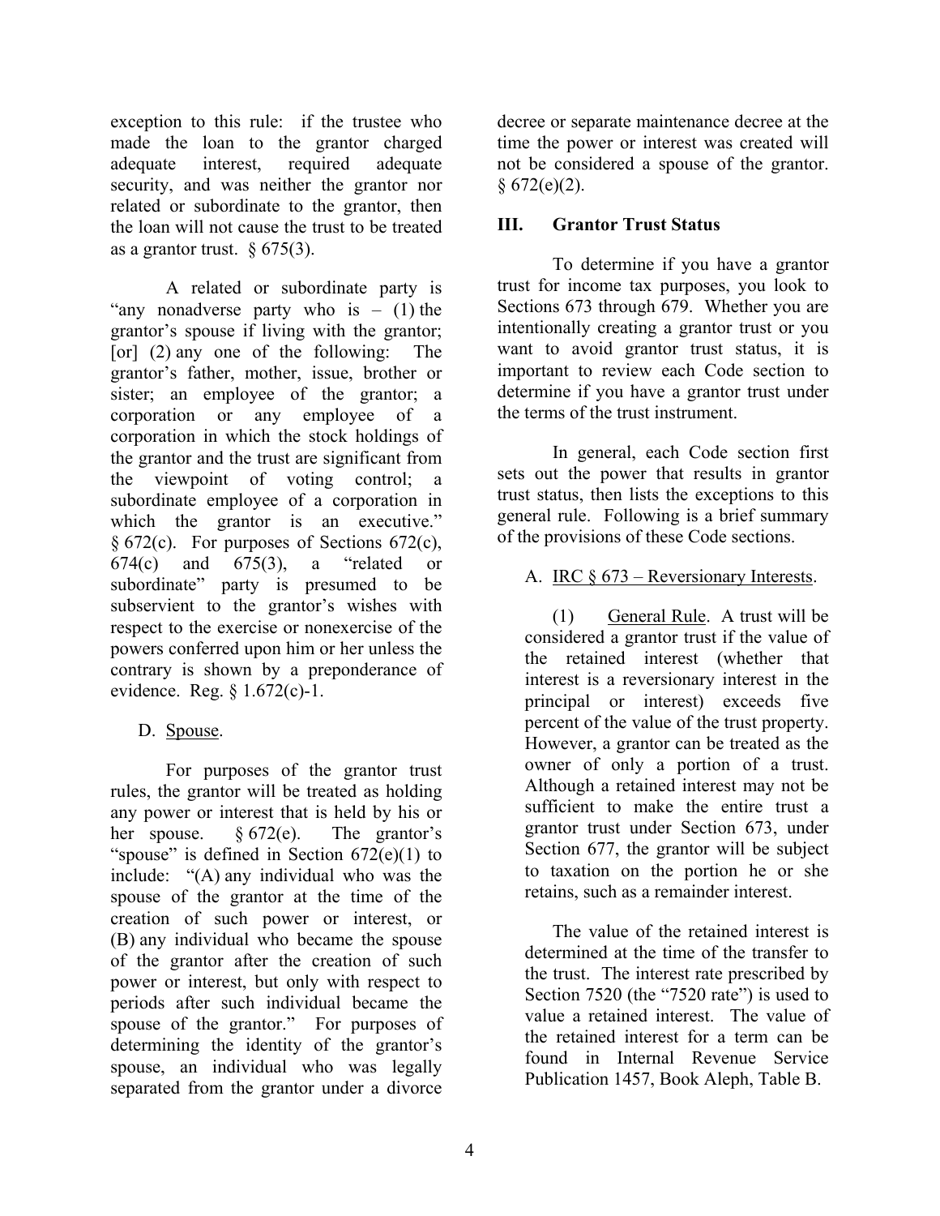exception to this rule: if the trustee who made the loan to the grantor charged adequate interest, required adequate security, and was neither the grantor nor related or subordinate to the grantor, then the loan will not cause the trust to be treated as a grantor trust. § 675(3).

A related or subordinate party is "any nonadverse party who is – (1) the grantor's spouse if living with the grantor; [or] (2) any one of the following: The grantor's father, mother, issue, brother or sister; an employee of the grantor; a corporation or any employee of a corporation in which the stock holdings of the grantor and the trust are significant from the viewpoint of voting control; a subordinate employee of a corporation in which the grantor is an executive." § 672(c). For purposes of Sections 672(c), 674(c) and 675(3), a "related or subordinate" party is presumed to be subservient to the grantor's wishes with respect to the exercise or nonexercise of the powers conferred upon him or her unless the contrary is shown by a preponderance of evidence. Reg. § 1.672(c)-1.

### D. Spouse.

For purposes of the grantor trust rules, the grantor will be treated as holding any power or interest that is held by his or her spouse. § 672(e). The grantor's "spouse" is defined in Section 672(e)(1) to include: "(A) any individual who was the spouse of the grantor at the time of the creation of such power or interest, or (B) any individual who became the spouse of the grantor after the creation of such power or interest, but only with respect to periods after such individual became the spouse of the grantor." For purposes of determining the identity of the grantor's spouse, an individual who was legally separated from the grantor under a divorce decree or separate maintenance decree at the time the power or interest was created will not be considered a spouse of the grantor. § 672(e)(2).

## III. Grantor Trust Status

To determine if you have a grantor trust for income tax purposes, you look to Sections 673 through 679. Whether you are intentionally creating a grantor trust or you want to avoid grantor trust status, it is important to review each Code section to determine if you have a grantor trust under the terms of the trust instrument.

In general, each Code section first sets out the power that results in grantor trust status, then lists the exceptions to this general rule. Following is a brief summary of the provisions of these Code sections.

### A. IRC § 673 – Reversionary Interests.

(1) General Rule. A trust will be considered a grantor trust if the value of the retained interest (whether that interest is a reversionary interest in the principal or interest) exceeds five percent of the value of the trust property. However, a grantor can be treated as the owner of only a portion of a trust. Although a retained interest may not be sufficient to make the entire trust a grantor trust under Section 673, under Section 677, the grantor will be subject to taxation on the portion he or she retains, such as a remainder interest.

The value of the retained interest is determined at the time of the transfer to the trust. The interest rate prescribed by Section 7520 (the "7520 rate") is used to value a retained interest. The value of the retained interest for a term can be found in Internal Revenue Service Publication 1457, Book Aleph, Table B.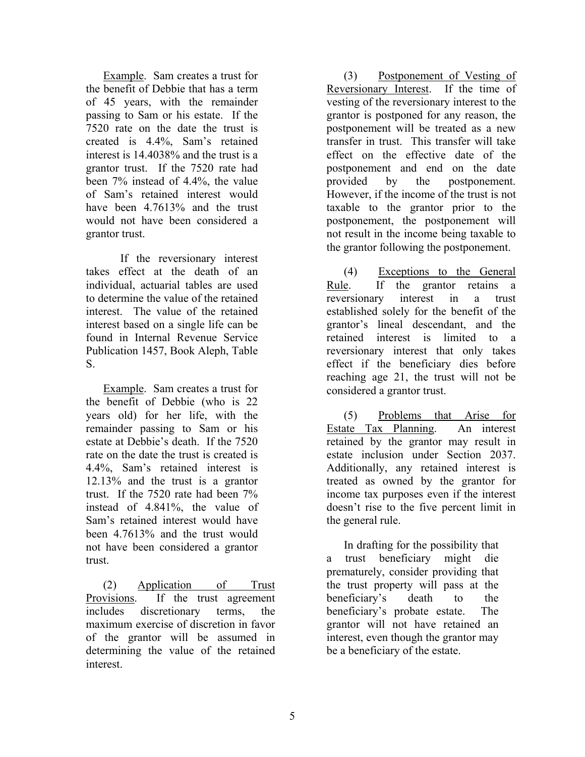Example. Sam creates a trust for the benefit of Debbie that has a term of 45 years, with the remainder passing to Sam or his estate. If the 7520 rate on the date the trust is created is 4.4%, Sam's retained interest is 14.4038% and the trust is a grantor trust. If the 7520 rate had been 7% instead of 4.4%, the value of Sam's retained interest would have been 4.7613% and the trust would not have been considered a grantor trust.

If the reversionary interest takes effect at the death of an individual, actuarial tables are used to determine the value of the retained interest. The value of the retained interest based on a single life can be found in Internal Revenue Service Publication 1457, Book Aleph, Table S.

Example. Sam creates a trust for the benefit of Debbie (who is 22 years old) for her life, with the remainder passing to Sam or his estate at Debbie's death. If the 7520 rate on the date the trust is created is 4.4%, Sam's retained interest is 12.13% and the trust is a grantor trust. If the 7520 rate had been 7% instead of 4.841%, the value of Sam's retained interest would have been 4.7613% and the trust would not have been considered a grantor trust.

(2) Application of Trust Provisions. If the trust agreement includes discretionary terms, the maximum exercise of discretion in favor of the grantor will be assumed in determining the value of the retained interest.

(3) Postponement of Vesting of Reversionary Interest. If the time of vesting of the reversionary interest to the grantor is postponed for any reason, the postponement will be treated as a new transfer in trust. This transfer will take effect on the effective date of the postponement and end on the date provided by the postponement. However, if the income of the trust is not taxable to the grantor prior to the postponement, the postponement will not result in the income being taxable to the grantor following the postponement.

(4) Exceptions to the General Rule. If the grantor retains a reversionary interest in a trust established solely for the benefit of the grantor's lineal descendant, and the retained interest is limited to a reversionary interest that only takes effect if the beneficiary dies before reaching age 21, the trust will not be considered a grantor trust.

(5) Problems that Arise for Estate Tax Planning. An interest retained by the grantor may result in estate inclusion under Section 2037. Additionally, any retained interest is treated as owned by the grantor for income tax purposes even if the interest doesn't rise to the five percent limit in the general rule.

In drafting for the possibility that a trust beneficiary might die prematurely, consider providing that the trust property will pass at the beneficiary's death to the beneficiary's probate estate. The grantor will not have retained an interest, even though the grantor may be a beneficiary of the estate.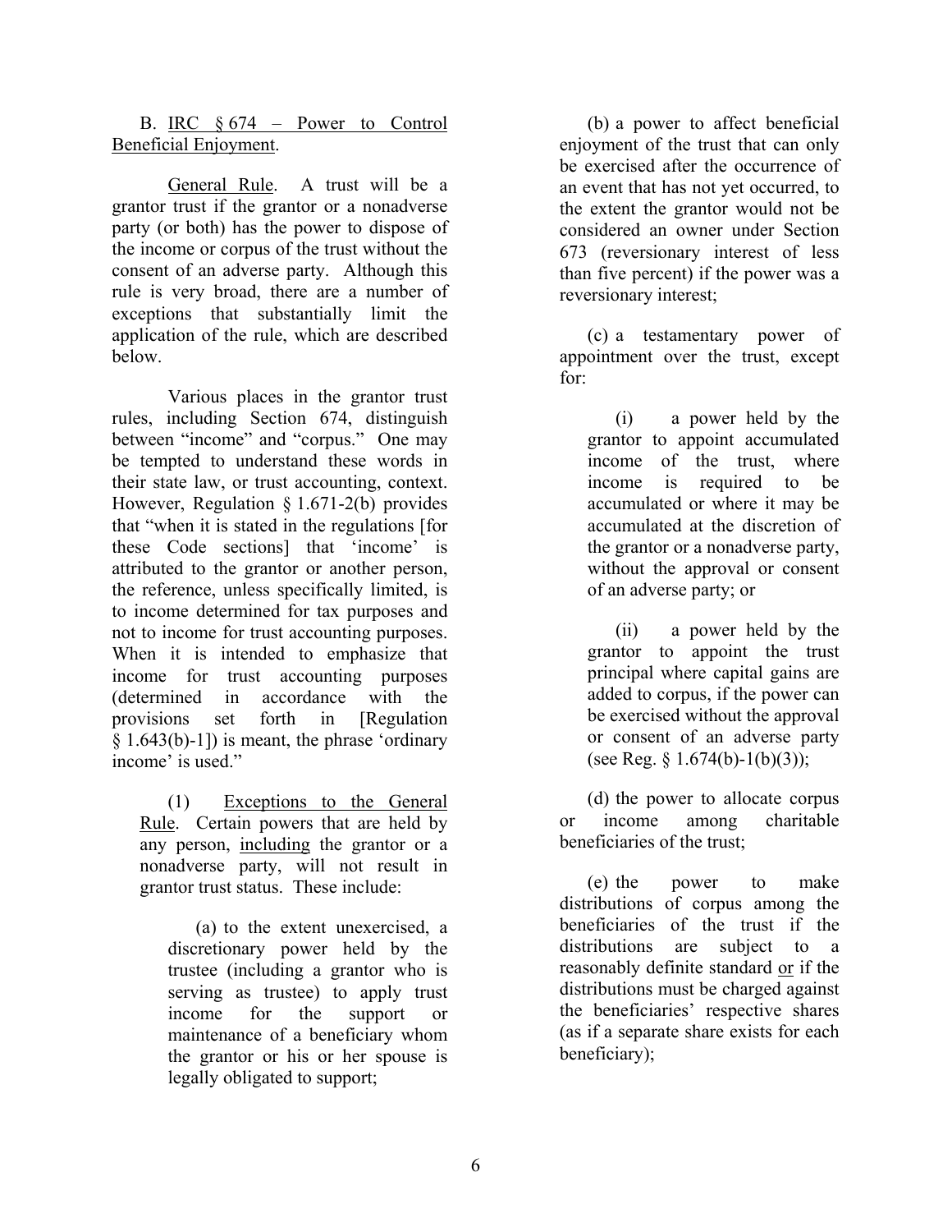B. <u>IRC § 674 – Power to Control Beneficial Enjoyment</u>.

<u>General Rule</u>. A trust will be a grantor trust if the grantor or a nonadverse party (or both) has the power to dispose of the income or corpus of the trust without the consent of an adverse party. Although this rule is very broad, there are a number of exceptions that substantially limit the application of the rule, which are described below.

Various places in the grantor trust rules, including Section 674, distinguish between "income" and "corpus." One may be tempted to understand these words in their state law, or trust accounting, context. However, Regulation § 1.671-2(b) provides that "when it is stated in the regulations [for these Code sections] that 'income' is attributed to the grantor or another person, the reference, unless specifically limited, is to income determined for tax purposes and not to income for trust accounting purposes. When it is intended to emphasize that income for trust accounting purposes (determined in accordance with the provisions set forth in [Regulation § 1.643(b)-1]) is meant, the phrase 'ordinary income' is used."

(1) <u>Exceptions to the General Rule</u>. Certain powers that are held by any person, <u>including</u> the grantor or a nonadverse party, will not result in grantor trust status. These include:

(a) to the extent unexercised, a discretionary power held by the trustee (including a grantor who is serving as trustee) to apply trust income for the support or maintenance of a beneficiary whom the grantor or his or her spouse is legally obligated to support;

(b) a power to affect beneficial enjoyment of the trust that can only be exercised after the occurrence of an event that has not yet occurred, to the extent the grantor would not be considered an owner under Section 673 (reversionary interest of less than five percent) if the power was a reversionary interest;

(c) a testamentary power of appointment over the trust, except for:

(i) a power held by the grantor to appoint accumulated income of the trust, where income is required to be accumulated or where it may be accumulated at the discretion of the grantor or a nonadverse party, without the approval or consent of an adverse party; or

(ii) a power held by the grantor to appoint the trust principal where capital gains are added to corpus, if the power can be exercised without the approval or consent of an adverse party (see Reg. § 1.674(b)-1(b)(3));

(d) the power to allocate corpus or income among charitable beneficiaries of the trust;

(e) the power to make distributions of corpus among the beneficiaries of the trust if the distributions are subject to a reasonably definite standard <u>or</u> if the distributions must be charged against the beneficiaries' respective shares (as if a separate share exists for each beneficiary);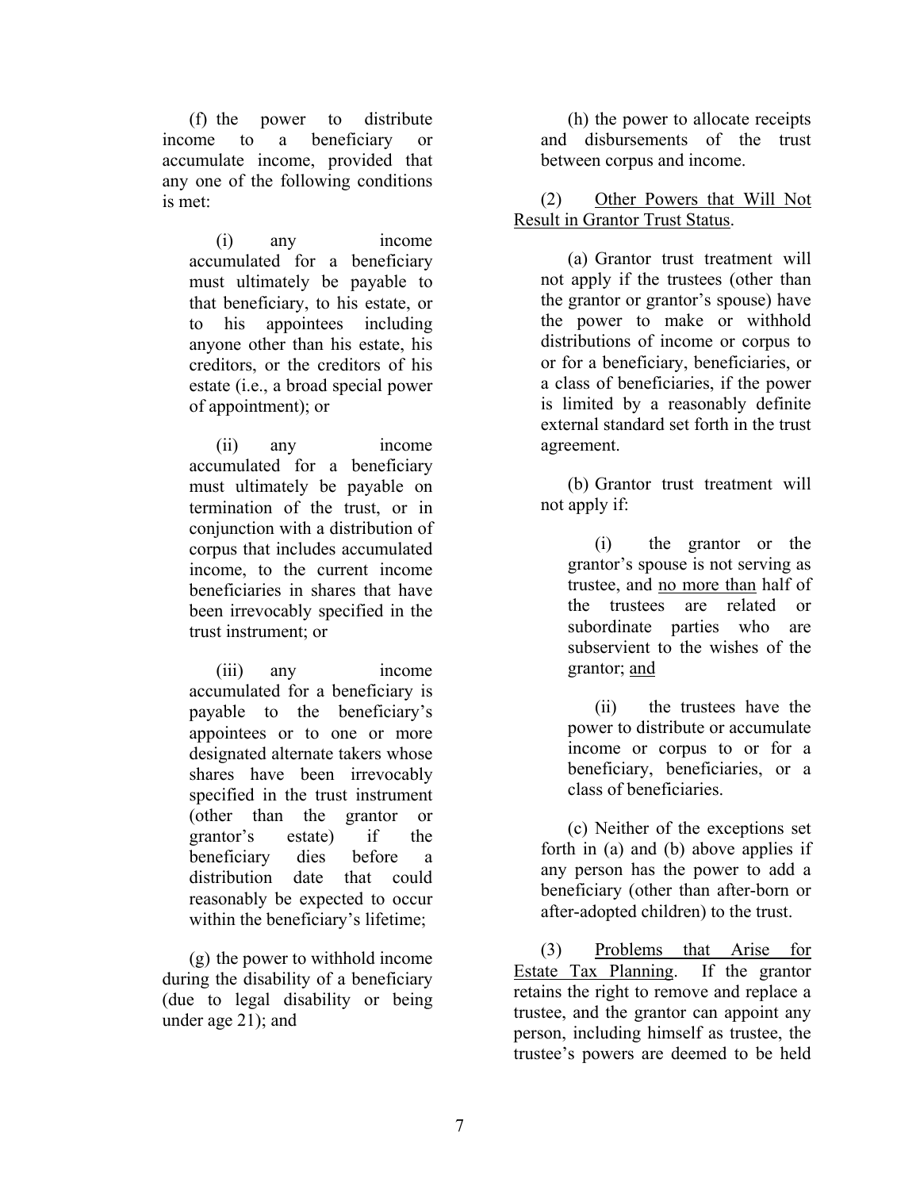(f) the power to distribute income to a beneficiary or accumulate income, provided that any one of the following conditions is met:

(i) any income accumulated for a beneficiary must ultimately be payable to that beneficiary, to his estate, or to his appointees including anyone other than his estate, his creditors, or the creditors of his estate (i.e., a broad special power of appointment); or

(ii) any income accumulated for a beneficiary must ultimately be payable on termination of the trust, or in conjunction with a distribution of corpus that includes accumulated income, to the current income beneficiaries in shares that have been irrevocably specified in the trust instrument; or

(iii) any income accumulated for a beneficiary is payable to the beneficiary's appointees or to one or more designated alternate takers whose shares have been irrevocably specified in the trust instrument (other than the grantor or grantor's estate) if the beneficiary dies before a distribution date that could reasonably be expected to occur within the beneficiary's lifetime;

(g) the power to withhold income during the disability of a beneficiary (due to legal disability or being under age 21); and

(h) the power to allocate receipts and disbursements of the trust between corpus and income.

(2) Other Powers that Will Not Result in Grantor Trust Status.

(a) Grantor trust treatment will not apply if the trustees (other than the grantor or grantor's spouse) have the power to make or withhold distributions of income or corpus to or for a beneficiary, beneficiaries, or a class of beneficiaries, if the power is limited by a reasonably definite external standard set forth in the trust agreement.

(b) Grantor trust treatment will not apply if:

(i) the grantor or the grantor's spouse is not serving as trustee, and no more than half of the trustees are related or subordinate parties who are subservient to the wishes of the grantor; and

(ii) the trustees have the power to distribute or accumulate income or corpus to or for a beneficiary, beneficiaries, or a class of beneficiaries.

(c) Neither of the exceptions set forth in (a) and (b) above applies if any person has the power to add a beneficiary (other than after-born or after-adopted children) to the trust.

(3) Problems that Arise for Estate Tax Planning. If the grantor retains the right to remove and replace a trustee, and the grantor can appoint any person, including himself as trustee, the trustee's powers are deemed to be held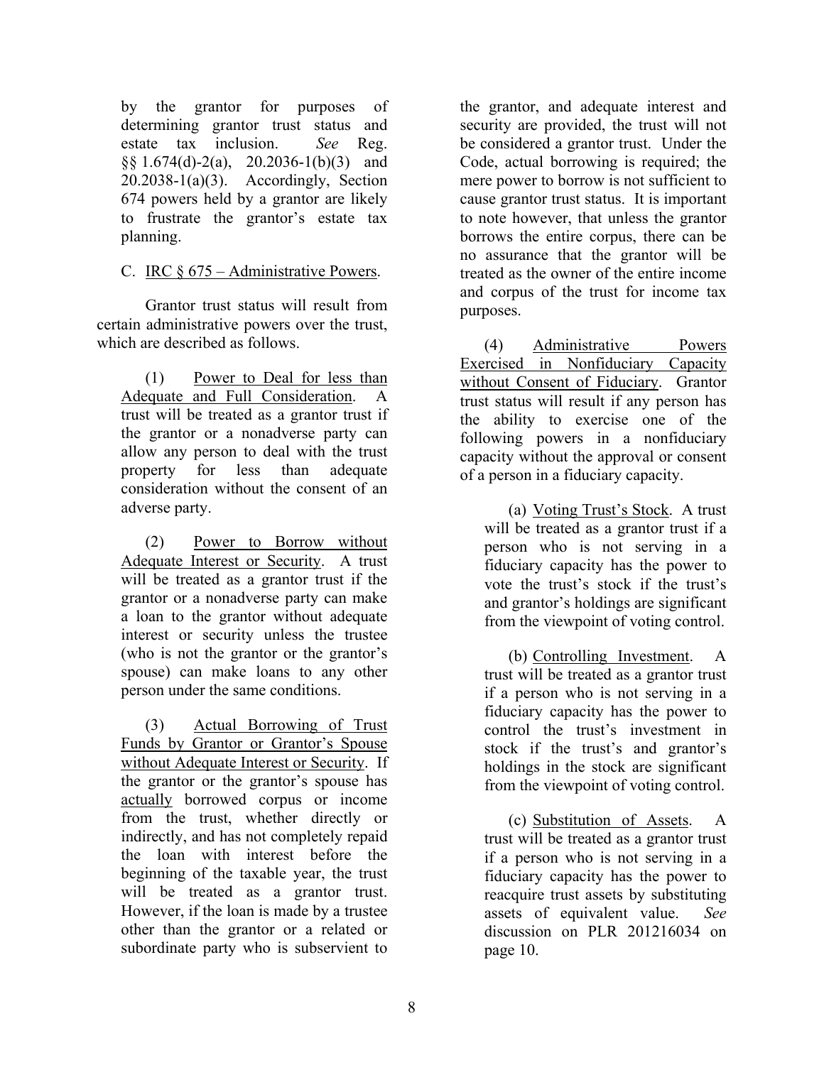by the grantor for purposes of determining grantor trust status and estate tax inclusion. *See* Reg. §§ 1.674(d)-2(a), 20.2036-1(b)(3) and 20.2038-1(a)(3). Accordingly, Section 674 powers held by a grantor are likely to frustrate the grantor's estate tax planning.

C. IRC § 675 – Administrative Powers.

Grantor trust status will result from certain administrative powers over the trust, which are described as follows.

(1) Power to Deal for less than Adequate and Full Consideration. A trust will be treated as a grantor trust if the grantor or a nonadverse party can allow any person to deal with the trust property for less than adequate consideration without the consent of an adverse party.

(2) Power to Borrow without Adequate Interest or Security. A trust will be treated as a grantor trust if the grantor or a nonadverse party can make a loan to the grantor without adequate interest or security unless the trustee (who is not the grantor or the grantor's spouse) can make loans to any other person under the same conditions.

(3) Actual Borrowing of Trust Funds by Grantor or Grantor's Spouse without Adequate Interest or Security. If the grantor or the grantor's spouse has actually borrowed corpus or income from the trust, whether directly or indirectly, and has not completely repaid the loan with interest before the beginning of the taxable year, the trust will be treated as a grantor trust. However, if the loan is made by a trustee other than the grantor or a related or subordinate party who is subservient to the grantor, and adequate interest and security are provided, the trust will not be considered a grantor trust. Under the Code, actual borrowing is required; the mere power to borrow is not sufficient to cause grantor trust status. It is important to note however, that unless the grantor borrows the entire corpus, there can be no assurance that the grantor will be treated as the owner of the entire income and corpus of the trust for income tax purposes.

(4) Administrative Powers Exercised in Nonfiduciary Capacity without Consent of Fiduciary. Grantor trust status will result if any person has the ability to exercise one of the following powers in a nonfiduciary capacity without the approval or consent of a person in a fiduciary capacity.

(a) Voting Trust's Stock. A trust will be treated as a grantor trust if a person who is not serving in a fiduciary capacity has the power to vote the trust's stock if the trust's and grantor's holdings are significant from the viewpoint of voting control.

(b) Controlling Investment. A trust will be treated as a grantor trust if a person who is not serving in a fiduciary capacity has the power to control the trust's investment in stock if the trust's and grantor's holdings in the stock are significant from the viewpoint of voting control.

(c) Substitution of Assets. A trust will be treated as a grantor trust if a person who is not serving in a fiduciary capacity has the power to reacquire trust assets by substituting assets of equivalent value. *See* discussion on PLR 201216034 on page 10.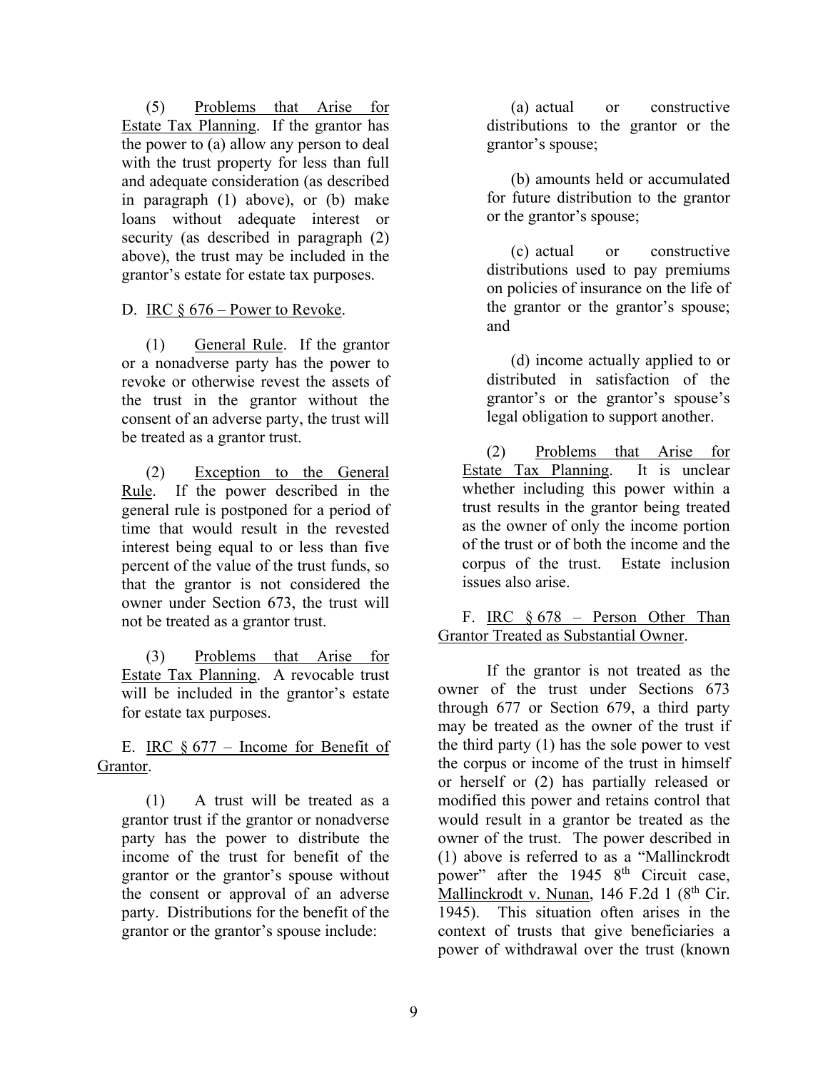(5) Problems that Arise for Estate Tax Planning. If the grantor has the power to (a) allow any person to deal with the trust property for less than full and adequate consideration (as described in paragraph (1) above), or (b) make loans without adequate interest or security (as described in paragraph (2) above), the trust may be included in the grantor's estate for estate tax purposes.

D. IRC § 676 – Power to Revoke.

(1) General Rule. If the grantor or a nonadverse party has the power to revoke or otherwise revest the assets of the trust in the grantor without the consent of an adverse party, the trust will be treated as a grantor trust.

(2) Exception to the General Rule. If the power described in the general rule is postponed for a period of time that would result in the revested interest being equal to or less than five percent of the value of the trust funds, so that the grantor is not considered the owner under Section 673, the trust will not be treated as a grantor trust.

(3) Problems that Arise for Estate Tax Planning. A revocable trust will be included in the grantor's estate for estate tax purposes.

E. IRC § 677 – Income for Benefit of Grantor.

(1) A trust will be treated as a grantor trust if the grantor or nonadverse party has the power to distribute the income of the trust for benefit of the grantor or the grantor's spouse without the consent or approval of an adverse party. Distributions for the benefit of the grantor or the grantor's spouse include:

(a) actual or constructive distributions to the grantor or the grantor's spouse;

(b) amounts held or accumulated for future distribution to the grantor or the grantor's spouse;

(c) actual or constructive distributions used to pay premiums on policies of insurance on the life of the grantor or the grantor's spouse; and

(d) income actually applied to or distributed in satisfaction of the grantor's or the grantor's spouse's legal obligation to support another.

(2) Problems that Arise for Estate Tax Planning. It is unclear whether including this power within a trust results in the grantor being treated as the owner of only the income portion of the trust or of both the income and the corpus of the trust. Estate inclusion issues also arise.

F. IRC § 678 – Person Other Than Grantor Treated as Substantial Owner.

If the grantor is not treated as the owner of the trust under Sections 673 through 677 or Section 679, a third party may be treated as the owner of the trust if the third party (1) has the sole power to vest the corpus or income of the trust in himself or herself or (2) has partially released or modified this power and retains control that would result in a grantor be treated as the owner of the trust. The power described in (1) above is referred to as a "Mallinckrodt power" after the 1945 8th Circuit case, Mallinckrodt v. Nunan, 146 F.2d 1 (8th Cir. 1945). This situation often arises in the context of trusts that give beneficiaries a power of withdrawal over the trust (known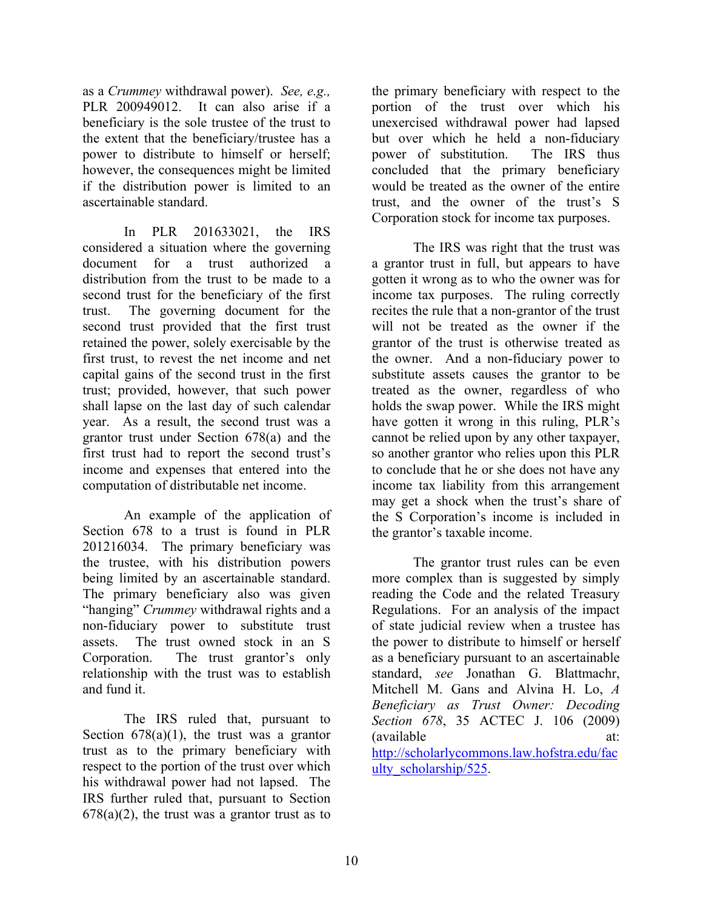as a *Crummey* withdrawal power). *See, e.g.,* PLR 200949012. It can also arise if a beneficiary is the sole trustee of the trust to the extent that the beneficiary/trustee has a power to distribute to himself or herself; however, the consequences might be limited if the distribution power is limited to an ascertainable standard.

In PLR 201633021, the IRS considered a situation where the governing document for a trust authorized a distribution from the trust to be made to a second trust for the beneficiary of the first trust. The governing document for the second trust provided that the first trust retained the power, solely exercisable by the first trust, to revest the net income and net capital gains of the second trust in the first trust; provided, however, that such power shall lapse on the last day of such calendar year. As a result, the second trust was a grantor trust under Section 678(a) and the first trust had to report the second trust's income and expenses that entered into the computation of distributable net income.

An example of the application of Section 678 to a trust is found in PLR 201216034. The primary beneficiary was the trustee, with his distribution powers being limited by an ascertainable standard. The primary beneficiary also was given "hanging" *Crummey* withdrawal rights and a non-fiduciary power to substitute trust assets. The trust owned stock in an S Corporation. The trust grantor's only relationship with the trust was to establish and fund it.

The IRS ruled that, pursuant to Section 678(a)(1), the trust was a grantor trust as to the primary beneficiary with respect to the portion of the trust over which his withdrawal power had not lapsed. The IRS further ruled that, pursuant to Section 678(a)(2), the trust was a grantor trust as to the primary beneficiary with respect to the portion of the trust over which his unexercised withdrawal power had lapsed but over which he held a non-fiduciary power of substitution. The IRS thus concluded that the primary beneficiary would be treated as the owner of the entire trust, and the owner of the trust's S Corporation stock for income tax purposes.

The IRS was right that the trust was a grantor trust in full, but appears to have gotten it wrong as to who the owner was for income tax purposes. The ruling correctly recites the rule that a non-grantor of the trust will not be treated as the owner if the grantor of the trust is otherwise treated as the owner. And a non-fiduciary power to substitute assets causes the grantor to be treated as the owner, regardless of who holds the swap power. While the IRS might have gotten it wrong in this ruling, PLR's cannot be relied upon by any other taxpayer, so another grantor who relies upon this PLR to conclude that he or she does not have any income tax liability from this arrangement may get a shock when the trust's share of the S Corporation's income is included in the grantor's taxable income.

The grantor trust rules can be even more complex than is suggested by simply reading the Code and the related Treasury Regulations. For an analysis of the impact of state judicial review when a trustee has the power to distribute to himself or herself as a beneficiary pursuant to an ascertainable standard, *see* Jonathan G. Blattmachr, Mitchell M. Gans and Alvina H. Lo, *A Beneficiary as Trust Owner: Decoding Section 678*, 35 ACTEC J. 106 (2009) (available at: http://scholarlycommons.law.hofstra.edu/faculty_scholarship/525.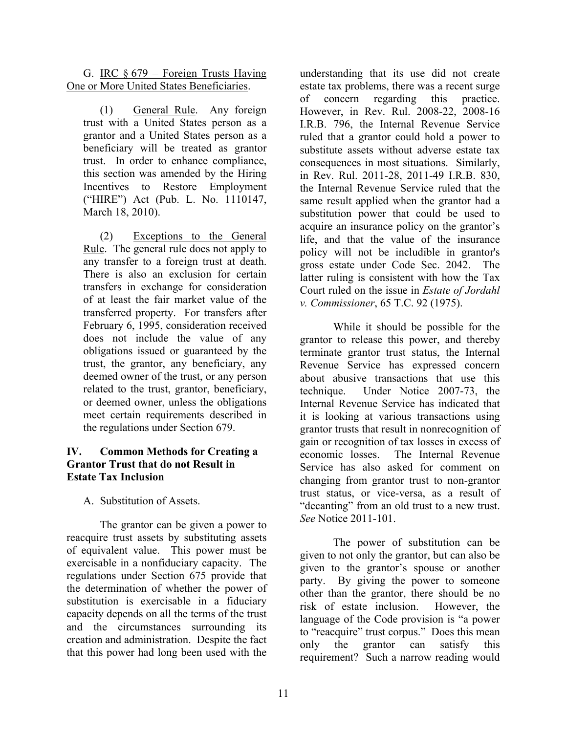G. <u>IRC § 679 – Foreign Trusts Having One or More United States Beneficiaries</u>.

(1) <u>General Rule</u>. Any foreign trust with a United States person as a grantor and a United States person as a beneficiary will be treated as grantor trust. In order to enhance compliance, this section was amended by the Hiring Incentives to Restore Employment ("HIRE") Act (Pub. L. No. 1110147, March 18, 2010).

(2) <u>Exceptions to the General Rule</u>. The general rule does not apply to any transfer to a foreign trust at death. There is also an exclusion for certain transfers in exchange for consideration of at least the fair market value of the transferred property. For transfers after February 6, 1995, consideration received does not include the value of any obligations issued or guaranteed by the trust, the grantor, any beneficiary, any deemed owner of the trust, or any person related to the trust, grantor, beneficiary, or deemed owner, unless the obligations meet certain requirements described in the regulations under Section 679.

## IV. Common Methods for Creating a Grantor Trust that do not Result in Estate Tax Inclusion

A. <u>Substitution of Assets</u>.

The grantor can be given a power to reacquire trust assets by substituting assets of equivalent value. This power must be exercisable in a nonfiduciary capacity. The regulations under Section 675 provide that the determination of whether the power of substitution is exercisable in a fiduciary capacity depends on all the terms of the trust and the circumstances surrounding its creation and administration. Despite the fact that this power had long been used with the understanding that its use did not create estate tax problems, there was a recent surge of concern regarding this practice. However, in Rev. Rul. 2008-22, 2008-16 I.R.B. 796, the Internal Revenue Service ruled that a grantor could hold a power to substitute assets without adverse estate tax consequences in most situations. Similarly, in Rev. Rul. 2011-28, 2011-49 I.R.B. 830, the Internal Revenue Service ruled that the same result applied when the grantor had a substitution power that could be used to acquire an insurance policy on the grantor's life, and that the value of the insurance policy will not be includible in grantor's gross estate under Code Sec. 2042. The latter ruling is consistent with how the Tax Court ruled on the issue in *Estate of Jordahl v. Commissioner*, 65 T.C. 92 (1975).

While it should be possible for the grantor to release this power, and thereby terminate grantor trust status, the Internal Revenue Service has expressed concern about abusive transactions that use this technique. Under Notice 2007-73, the Internal Revenue Service has indicated that it is looking at various transactions using grantor trusts that result in nonrecognition of gain or recognition of tax losses in excess of economic losses. The Internal Revenue Service has also asked for comment on changing from grantor trust to non-grantor trust status, or vice-versa, as a result of "decanting" from an old trust to a new trust. *See* Notice 2011-101.

The power of substitution can be given to not only the grantor, but can also be given to the grantor's spouse or another party. By giving the power to someone other than the grantor, there should be no risk of estate inclusion. However, the language of the Code provision is "a power to "reacquire" trust corpus." Does this mean only the grantor can satisfy this requirement? Such a narrow reading would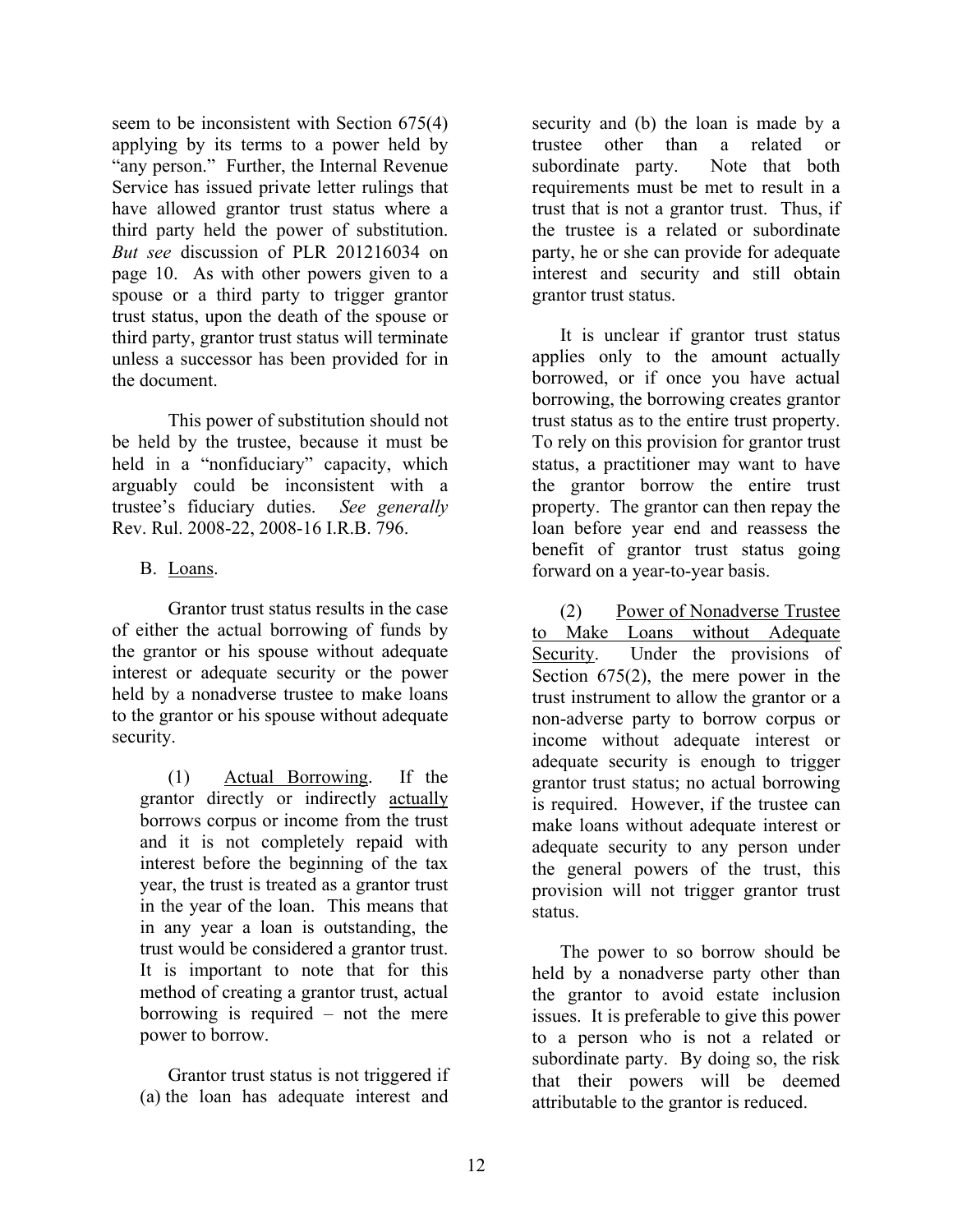seem to be inconsistent with Section 675(4) applying by its terms to a power held by "any person." Further, the Internal Revenue Service has issued private letter rulings that have allowed grantor trust status where a third party held the power of substitution. *But see* discussion of PLR 201216034 on page 10. As with other powers given to a spouse or a third party to trigger grantor trust status, upon the death of the spouse or third party, grantor trust status will terminate unless a successor has been provided for in the document.

This power of substitution should not be held by the trustee, because it must be held in a "nonfiduciary" capacity, which arguably could be inconsistent with a trustee's fiduciary duties. *See generally* Rev. Rul. 2008-22, 2008-16 I.R.B. 796.

B. Loans.

Grantor trust status results in the case of either the actual borrowing of funds by the grantor or his spouse without adequate interest or adequate security or the power held by a nonadverse trustee to make loans to the grantor or his spouse without adequate security.

(1) Actual Borrowing. If the grantor directly or indirectly actually borrows corpus or income from the trust and it is not completely repaid with interest before the beginning of the tax year, the trust is treated as a grantor trust in the year of the loan. This means that in any year a loan is outstanding, the trust would be considered a grantor trust. It is important to note that for this method of creating a grantor trust, actual borrowing is required – not the mere power to borrow.

Grantor trust status is not triggered if (a) the loan has adequate interest and security and (b) the loan is made by a trustee other than a related or subordinate party. Note that both requirements must be met to result in a trust that is not a grantor trust. Thus, if the trustee is a related or subordinate party, he or she can provide for adequate interest and security and still obtain grantor trust status.

It is unclear if grantor trust status applies only to the amount actually borrowed, or if once you have actual borrowing, the borrowing creates grantor trust status as to the entire trust property. To rely on this provision for grantor trust status, a practitioner may want to have the grantor borrow the entire trust property. The grantor can then repay the loan before year end and reassess the benefit of grantor trust status going forward on a year-to-year basis.

(2) Power of Nonadverse Trustee to Make Loans without Adequate Security. Under the provisions of Section 675(2), the mere power in the trust instrument to allow the grantor or a non-adverse party to borrow corpus or income without adequate interest or adequate security is enough to trigger grantor trust status; no actual borrowing is required. However, if the trustee can make loans without adequate interest or adequate security to any person under the general powers of the trust, this provision will not trigger grantor trust status.

The power to so borrow should be held by a nonadverse party other than the grantor to avoid estate inclusion issues. It is preferable to give this power to a person who is not a related or subordinate party. By doing so, the risk that their powers will be deemed attributable to the grantor is reduced.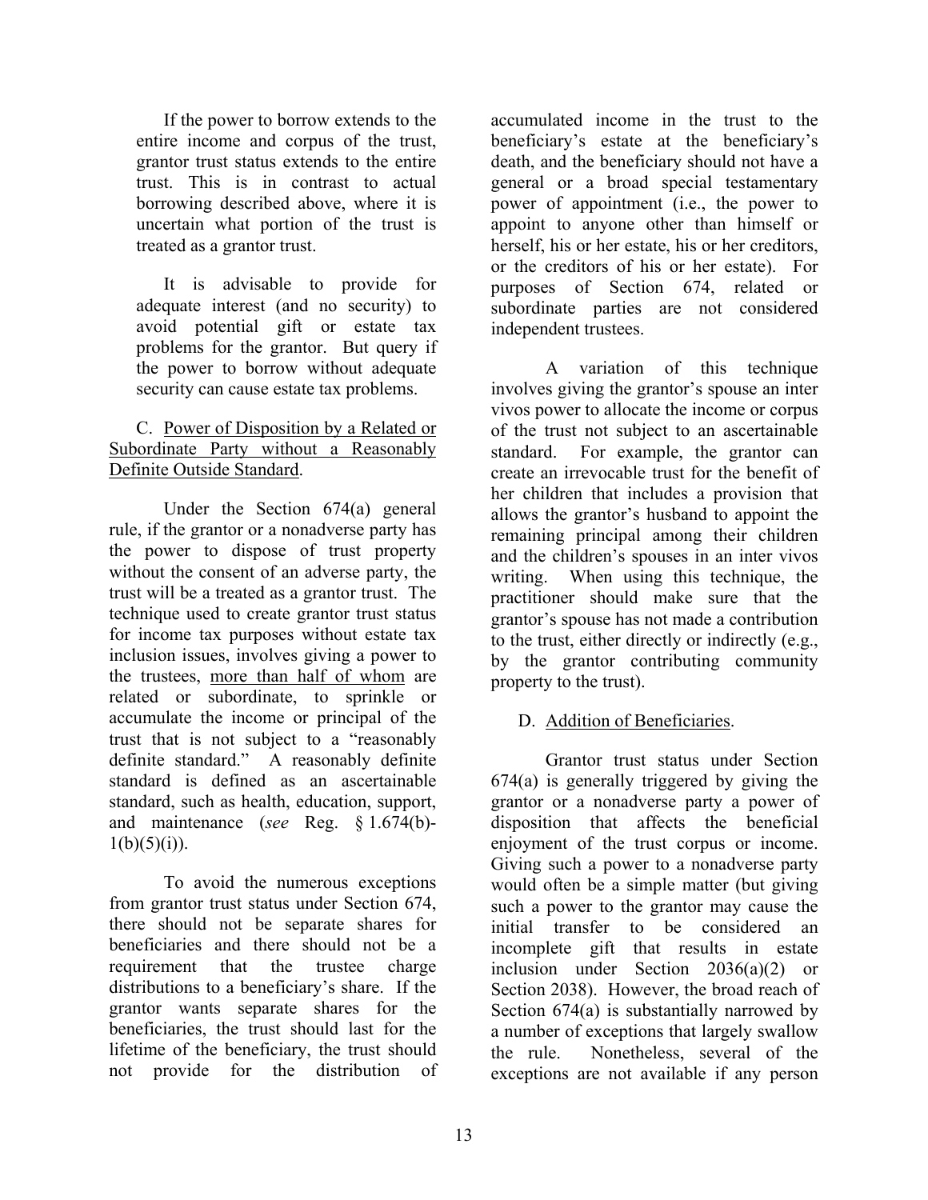If the power to borrow extends to the entire income and corpus of the trust, grantor trust status extends to the entire trust. This is in contrast to actual borrowing described above, where it is uncertain what portion of the trust is treated as a grantor trust.

It is advisable to provide for adequate interest (and no security) to avoid potential gift or estate tax problems for the grantor. But query if the power to borrow without adequate security can cause estate tax problems.

C. Power of Disposition by a Related or Subordinate Party without a Reasonably Definite Outside Standard.

Under the Section 674(a) general rule, if the grantor or a nonadverse party has the power to dispose of trust property without the consent of an adverse party, the trust will be a treated as a grantor trust. The technique used to create grantor trust status for income tax purposes without estate tax inclusion issues, involves giving a power to the trustees, more than half of whom are related or subordinate, to sprinkle or accumulate the income or principal of the trust that is not subject to a "reasonably definite standard." A reasonably definite standard is defined as an ascertainable standard, such as health, education, support, and maintenance (*see* Reg. § 1.674(b)-1(b)(5)(i)).

To avoid the numerous exceptions from grantor trust status under Section 674, there should not be separate shares for beneficiaries and there should not be a requirement that the trustee charge distributions to a beneficiary's share. If the grantor wants separate shares for the beneficiaries, the trust should last for the lifetime of the beneficiary, the trust should not provide for the distribution of accumulated income in the trust to the beneficiary's estate at the beneficiary's death, and the beneficiary should not have a general or a broad special testamentary power of appointment (i.e., the power to appoint to anyone other than himself or herself, his or her estate, his or her creditors, or the creditors of his or her estate). For purposes of Section 674, related or subordinate parties are not considered independent trustees.

A variation of this technique involves giving the grantor's spouse an inter vivos power to allocate the income or corpus of the trust not subject to an ascertainable standard. For example, the grantor can create an irrevocable trust for the benefit of her children that includes a provision that allows the grantor's husband to appoint the remaining principal among their children and the children's spouses in an inter vivos writing. When using this technique, the practitioner should make sure that the grantor's spouse has not made a contribution to the trust, either directly or indirectly (e.g., by the grantor contributing community property to the trust).

D. Addition of Beneficiaries.

Grantor trust status under Section 674(a) is generally triggered by giving the grantor or a nonadverse party a power of disposition that affects the beneficial enjoyment of the trust corpus or income. Giving such a power to a nonadverse party would often be a simple matter (but giving such a power to the grantor may cause the initial transfer to be considered an incomplete gift that results in estate inclusion under Section 2036(a)(2) or Section 2038). However, the broad reach of Section 674(a) is substantially narrowed by a number of exceptions that largely swallow the rule. Nonetheless, several of the exceptions are not available if any person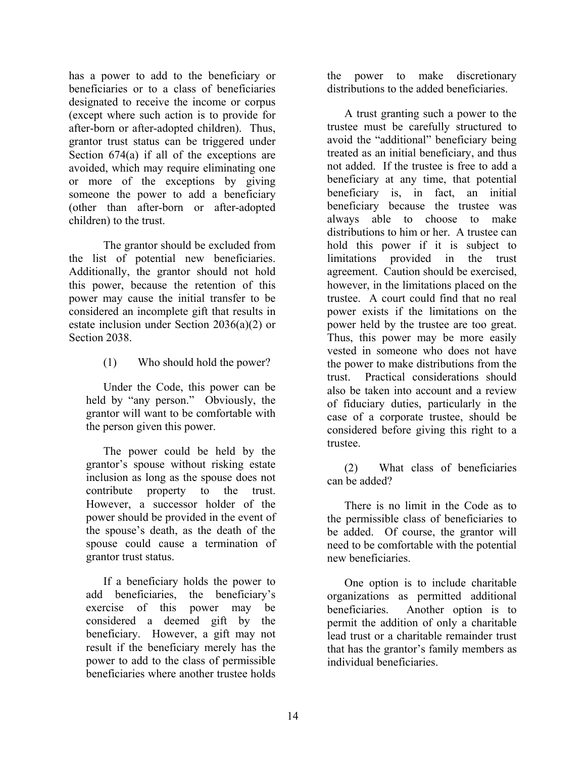has a power to add to the beneficiary or beneficiaries or to a class of beneficiaries designated to receive the income or corpus (except where such action is to provide for after-born or after-adopted children). Thus, grantor trust status can be triggered under Section 674(a) if all of the exceptions are avoided, which may require eliminating one or more of the exceptions by giving someone the power to add a beneficiary (other than after-born or after-adopted children) to the trust.

The grantor should be excluded from the list of potential new beneficiaries. Additionally, the grantor should not hold this power, because the retention of this power may cause the initial transfer to be considered an incomplete gift that results in estate inclusion under Section 2036(a)(2) or Section 2038.

(1) Who should hold the power?

Under the Code, this power can be held by "any person." Obviously, the grantor will want to be comfortable with the person given this power.

The power could be held by the grantor's spouse without risking estate inclusion as long as the spouse does not contribute property to the trust. However, a successor holder of the power should be provided in the event of the spouse's death, as the death of the spouse could cause a termination of grantor trust status.

If a beneficiary holds the power to add beneficiaries, the beneficiary's exercise of this power may be considered a deemed gift by the beneficiary. However, a gift may not result if the beneficiary merely has the power to add to the class of permissible beneficiaries where another trustee holds the power to make discretionary distributions to the added beneficiaries.

A trust granting such a power to the trustee must be carefully structured to avoid the "additional" beneficiary being treated as an initial beneficiary, and thus not added. If the trustee is free to add a beneficiary at any time, that potential beneficiary is, in fact, an initial beneficiary because the trustee was always able to choose to make distributions to him or her. A trustee can hold this power if it is subject to limitations provided in the trust agreement. Caution should be exercised, however, in the limitations placed on the trustee. A court could find that no real power exists if the limitations on the power held by the trustee are too great. Thus, this power may be more easily vested in someone who does not have the power to make distributions from the trust. Practical considerations should also be taken into account and a review of fiduciary duties, particularly in the case of a corporate trustee, should be considered before giving this right to a trustee.

(2) What class of beneficiaries can be added?

There is no limit in the Code as to the permissible class of beneficiaries to be added. Of course, the grantor will need to be comfortable with the potential new beneficiaries.

One option is to include charitable organizations as permitted additional beneficiaries. Another option is to permit the addition of only a charitable lead trust or a charitable remainder trust that has the grantor's family members as individual beneficiaries.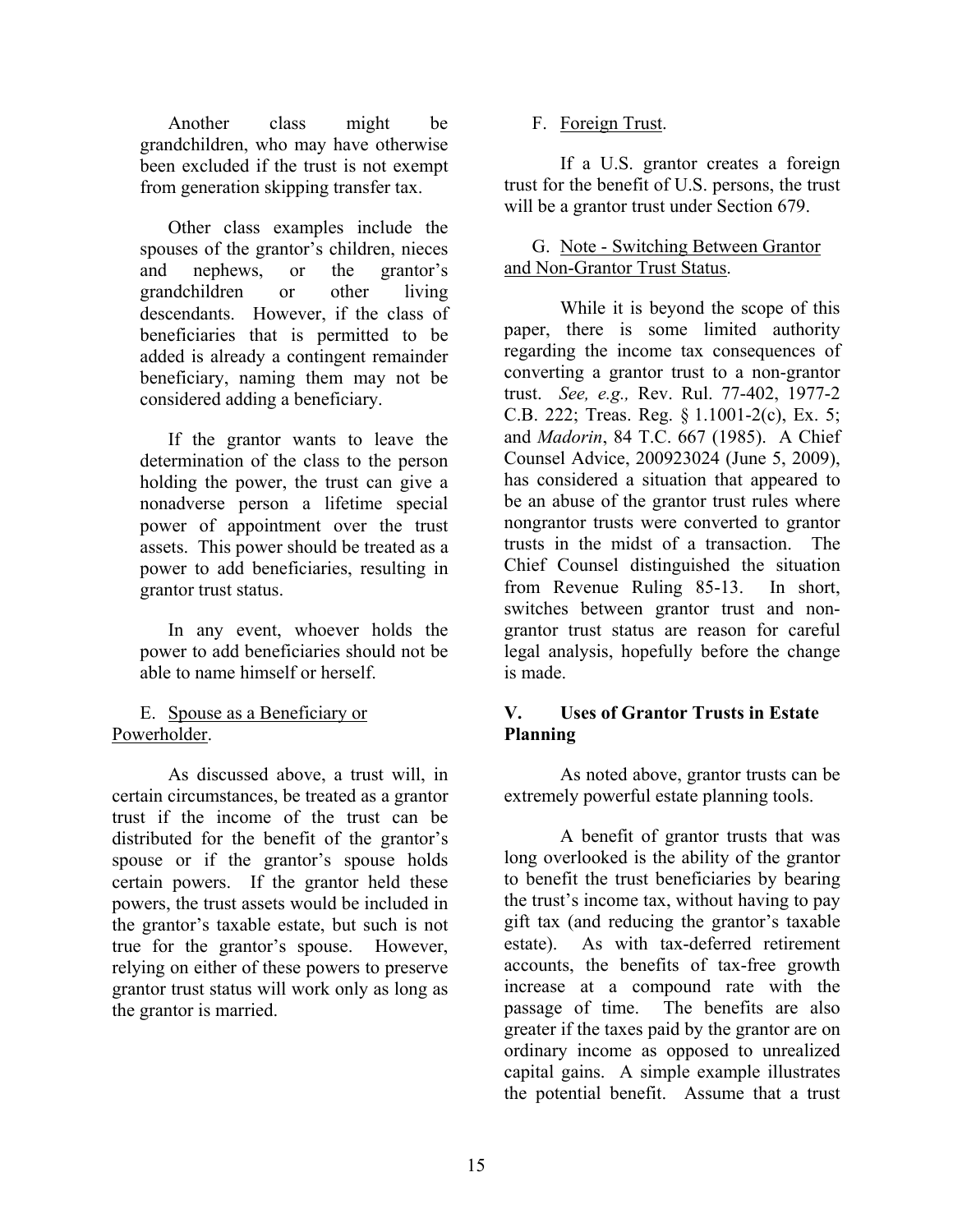Another class might be grandchildren, who may have otherwise been excluded if the trust is not exempt from generation skipping transfer tax.

Other class examples include the spouses of the grantor's children, nieces and nephews, or the grantor's grandchildren or other living descendants. However, if the class of beneficiaries that is permitted to be added is already a contingent remainder beneficiary, naming them may not be considered adding a beneficiary.

If the grantor wants to leave the determination of the class to the person holding the power, the trust can give a nonadverse person a lifetime special power of appointment over the trust assets. This power should be treated as a power to add beneficiaries, resulting in grantor trust status.

In any event, whoever holds the power to add beneficiaries should not be able to name himself or herself.

E. Spouse as a Beneficiary or Powerholder.

As discussed above, a trust will, in certain circumstances, be treated as a grantor trust if the income of the trust can be distributed for the benefit of the grantor's spouse or if the grantor's spouse holds certain powers. If the grantor held these powers, the trust assets would be included in the grantor's taxable estate, but such is not true for the grantor's spouse. However, relying on either of these powers to preserve grantor trust status will work only as long as the grantor is married.

F. Foreign Trust.

If a U.S. grantor creates a foreign trust for the benefit of U.S. persons, the trust will be a grantor trust under Section 679.

G. Note - Switching Between Grantor and Non-Grantor Trust Status.

While it is beyond the scope of this paper, there is some limited authority regarding the income tax consequences of converting a grantor trust to a non-grantor trust. *See, e.g.,* Rev. Rul. 77-402, 1977-2 C.B. 222; Treas. Reg. § 1.1001-2(c), Ex. 5; and *Madorin*, 84 T.C. 667 (1985). A Chief Counsel Advice, 200923024 (June 5, 2009), has considered a situation that appeared to be an abuse of the grantor trust rules where nongrantor trusts were converted to grantor trusts in the midst of a transaction. The Chief Counsel distinguished the situation from Revenue Ruling 85-13. In short, switches between grantor trust and non-grantor trust status are reason for careful legal analysis, hopefully before the change is made.

## V. Uses of Grantor Trusts in Estate Planning

As noted above, grantor trusts can be extremely powerful estate planning tools.

A benefit of grantor trusts that was long overlooked is the ability of the grantor to benefit the trust beneficiaries by bearing the trust's income tax, without having to pay gift tax (and reducing the grantor's taxable estate). As with tax-deferred retirement accounts, the benefits of tax-free growth increase at a compound rate with the passage of time. The benefits are also greater if the taxes paid by the grantor are on ordinary income as opposed to unrealized capital gains. A simple example illustrates the potential benefit. Assume that a trust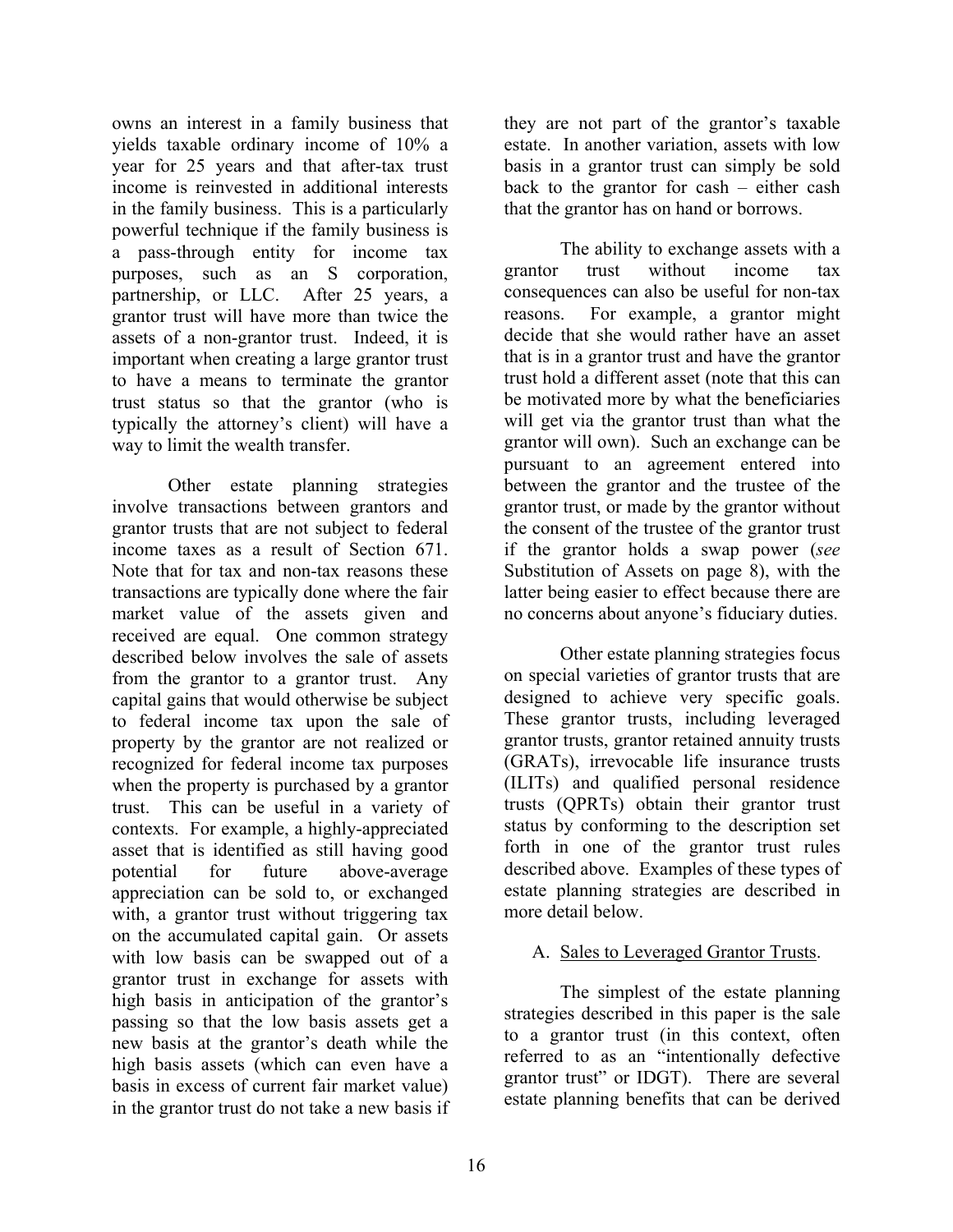owns an interest in a family business that yields taxable ordinary income of 10% a year for 25 years and that after-tax trust income is reinvested in additional interests in the family business. This is a particularly powerful technique if the family business is a pass-through entity for income tax purposes, such as an S corporation, partnership, or LLC. After 25 years, a grantor trust will have more than twice the assets of a non-grantor trust. Indeed, it is important when creating a large grantor trust to have a means to terminate the grantor trust status so that the grantor (who is typically the attorney's client) will have a way to limit the wealth transfer.

Other estate planning strategies involve transactions between grantors and grantor trusts that are not subject to federal income taxes as a result of Section 671. Note that for tax and non-tax reasons these transactions are typically done where the fair market value of the assets given and received are equal. One common strategy described below involves the sale of assets from the grantor to a grantor trust. Any capital gains that would otherwise be subject to federal income tax upon the sale of property by the grantor are not realized or recognized for federal income tax purposes when the property is purchased by a grantor trust. This can be useful in a variety of contexts. For example, a highly-appreciated asset that is identified as still having good potential for future above-average appreciation can be sold to, or exchanged with, a grantor trust without triggering tax on the accumulated capital gain. Or assets with low basis can be swapped out of a grantor trust in exchange for assets with high basis in anticipation of the grantor's passing so that the low basis assets get a new basis at the grantor's death while the high basis assets (which can even have a basis in excess of current fair market value) in the grantor trust do not take a new basis if they are not part of the grantor's taxable estate. In another variation, assets with low basis in a grantor trust can simply be sold back to the grantor for cash – either cash that the grantor has on hand or borrows.

The ability to exchange assets with a grantor trust without income tax consequences can also be useful for non-tax reasons. For example, a grantor might decide that she would rather have an asset that is in a grantor trust and have the grantor trust hold a different asset (note that this can be motivated more by what the beneficiaries will get via the grantor trust than what the grantor will own). Such an exchange can be pursuant to an agreement entered into between the grantor and the trustee of the grantor trust, or made by the grantor without the consent of the trustee of the grantor trust if the grantor holds a swap power (*see* Substitution of Assets on page 8), with the latter being easier to effect because there are no concerns about anyone's fiduciary duties.

Other estate planning strategies focus on special varieties of grantor trusts that are designed to achieve very specific goals. These grantor trusts, including leveraged grantor trusts, grantor retained annuity trusts (GRATs), irrevocable life insurance trusts (ILITs) and qualified personal residence trusts (QPRTs) obtain their grantor trust status by conforming to the description set forth in one of the grantor trust rules described above. Examples of these types of estate planning strategies are described in more detail below.

### A. Sales to Leveraged Grantor Trusts.

The simplest of the estate planning strategies described in this paper is the sale to a grantor trust (in this context, often referred to as an "intentionally defective grantor trust" or IDGT). There are several estate planning benefits that can be derived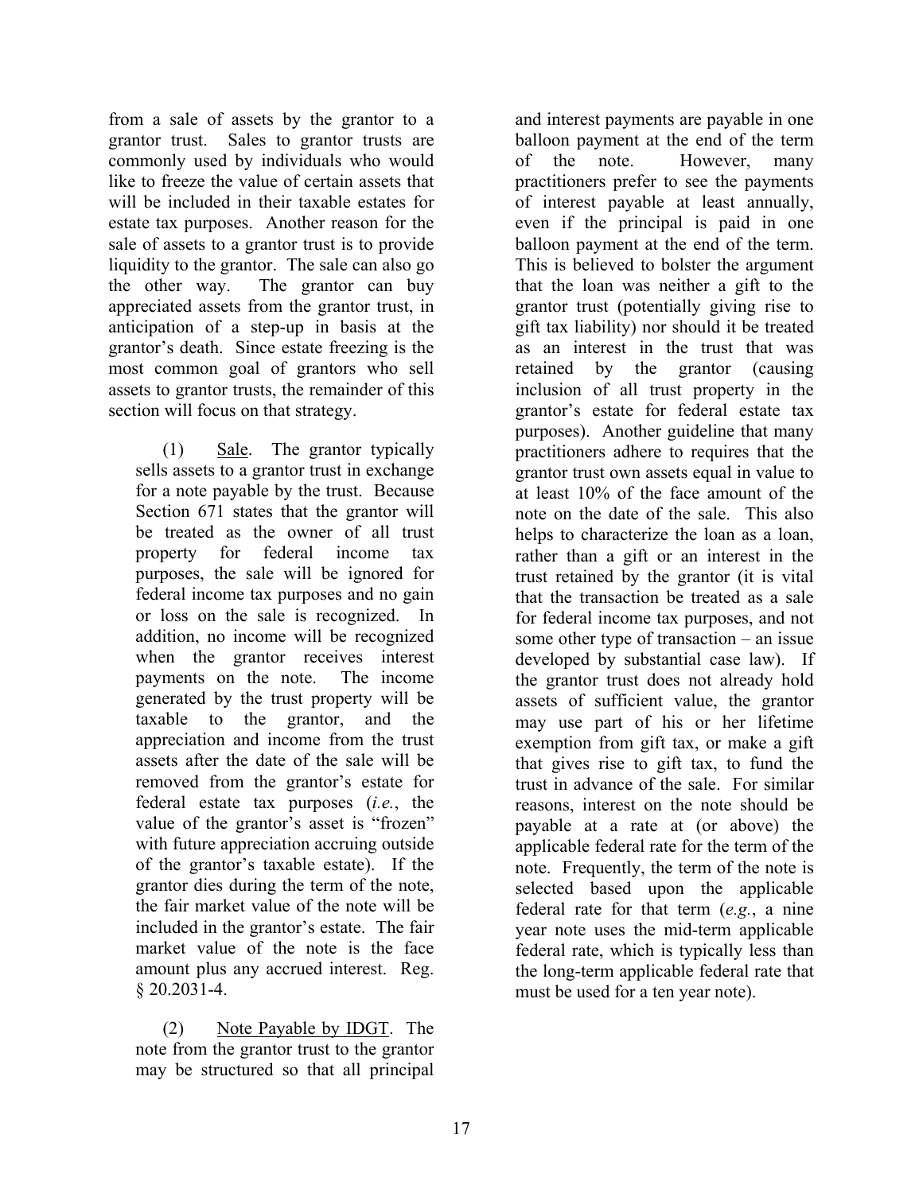from a sale of assets by the grantor to a grantor trust. Sales to grantor trusts are commonly used by individuals who would like to freeze the value of certain assets that will be included in their taxable estates for estate tax purposes. Another reason for the sale of assets to a grantor trust is to provide liquidity to the grantor. The sale can also go the other way. The grantor can buy appreciated assets from the grantor trust, in anticipation of a step-up in basis at the grantor's death. Since estate freezing is the most common goal of grantors who sell assets to grantor trusts, the remainder of this section will focus on that strategy.

(1) Sale. The grantor typically sells assets to a grantor trust in exchange for a note payable by the trust. Because Section 671 states that the grantor will be treated as the owner of all trust property for federal income tax purposes, the sale will be ignored for federal income tax purposes and no gain or loss on the sale is recognized. In addition, no income will be recognized when the grantor receives interest payments on the note. The income generated by the trust property will be taxable to the grantor, and the appreciation and income from the trust assets after the date of the sale will be removed from the grantor's estate for federal estate tax purposes (*i.e.*, the value of the grantor's asset is "frozen" with future appreciation accruing outside of the grantor's taxable estate). If the grantor dies during the term of the note, the fair market value of the note will be included in the grantor's estate. The fair market value of the note is the face amount plus any accrued interest. Reg. § 20.2031-4.

(2) Note Payable by IDGT. The note from the grantor trust to the grantor may be structured so that all principal and interest payments are payable in one balloon payment at the end of the term of the note. However, many practitioners prefer to see the payments of interest payable at least annually, even if the principal is paid in one balloon payment at the end of the term. This is believed to bolster the argument that the loan was neither a gift to the grantor trust (potentially giving rise to gift tax liability) nor should it be treated as an interest in the trust that was retained by the grantor (causing inclusion of all trust property in the grantor's estate for federal estate tax purposes). Another guideline that many practitioners adhere to requires that the grantor trust own assets equal in value to at least 10% of the face amount of the note on the date of the sale. This also helps to characterize the loan as a loan, rather than a gift or an interest in the trust retained by the grantor (it is vital that the transaction be treated as a sale for federal income tax purposes, and not some other type of transaction – an issue developed by substantial case law). If the grantor trust does not already hold assets of sufficient value, the grantor may use part of his or her lifetime exemption from gift tax, or make a gift that gives rise to gift tax, to fund the trust in advance of the sale. For similar reasons, interest on the note should be payable at a rate at (or above) the applicable federal rate for the term of the note. Frequently, the term of the note is selected based upon the applicable federal rate for that term (*e.g.*, a nine year note uses the mid-term applicable federal rate, which is typically less than the long-term applicable federal rate that must be used for a ten year note).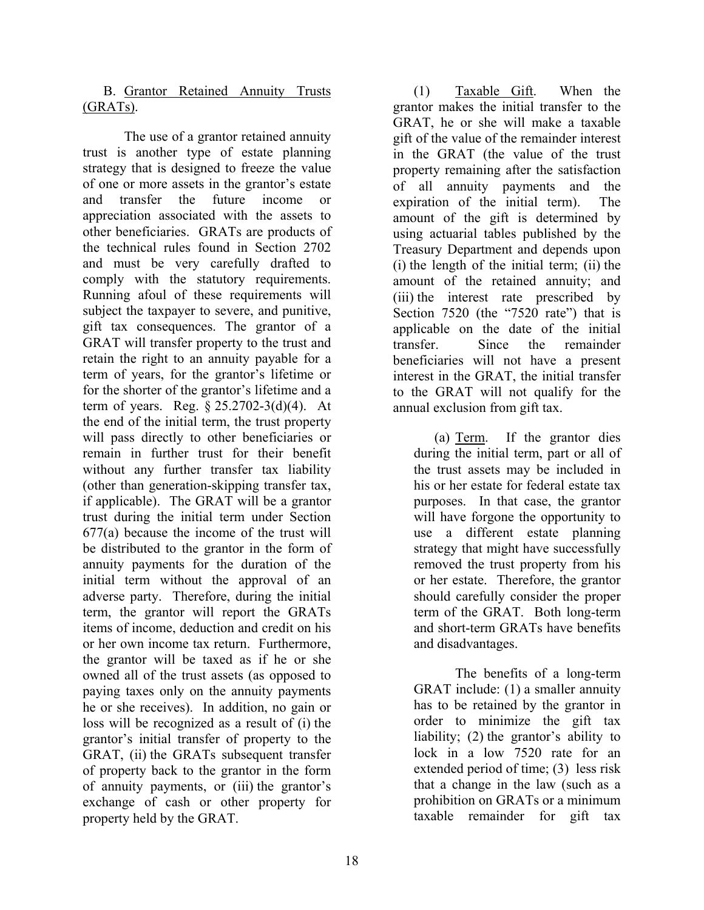B. Grantor Retained Annuity Trusts (GRATs).

The use of a grantor retained annuity trust is another type of estate planning strategy that is designed to freeze the value of one or more assets in the grantor's estate and transfer the future income or appreciation associated with the assets to other beneficiaries. GRATs are products of the technical rules found in Section 2702 and must be very carefully drafted to comply with the statutory requirements. Running afoul of these requirements will subject the taxpayer to severe, and punitive, gift tax consequences. The grantor of a GRAT will transfer property to the trust and retain the right to an annuity payable for a term of years, for the grantor's lifetime or for the shorter of the grantor's lifetime and a term of years. Reg. § 25.2702-3(d)(4). At the end of the initial term, the trust property will pass directly to other beneficiaries or remain in further trust for their benefit without any further transfer tax liability (other than generation-skipping transfer tax, if applicable). The GRAT will be a grantor trust during the initial term under Section 677(a) because the income of the trust will be distributed to the grantor in the form of annuity payments for the duration of the initial term without the approval of an adverse party. Therefore, during the initial term, the grantor will report the GRATs items of income, deduction and credit on his or her own income tax return. Furthermore, the grantor will be taxed as if he or she owned all of the trust assets (as opposed to paying taxes only on the annuity payments he or she receives). In addition, no gain or loss will be recognized as a result of (i) the grantor's initial transfer of property to the GRAT, (ii) the GRATs subsequent transfer of property back to the grantor in the form of annuity payments, or (iii) the grantor's exchange of cash or other property for property held by the GRAT.

(1) Taxable Gift. When the grantor makes the initial transfer to the GRAT, he or she will make a taxable gift of the value of the remainder interest in the GRAT (the value of the trust property remaining after the satisfaction of all annuity payments and the expiration of the initial term). The amount of the gift is determined by using actuarial tables published by the Treasury Department and depends upon (i) the length of the initial term; (ii) the amount of the retained annuity; and (iii) the interest rate prescribed by Section 7520 (the "7520 rate") that is applicable on the date of the initial transfer. Since the remainder beneficiaries will not have a present interest in the GRAT, the initial transfer to the GRAT will not qualify for the annual exclusion from gift tax.

(a) Term. If the grantor dies during the initial term, part or all of the trust assets may be included in his or her estate for federal estate tax purposes. In that case, the grantor will have forgone the opportunity to use a different estate planning strategy that might have successfully removed the trust property from his or her estate. Therefore, the grantor should carefully consider the proper term of the GRAT. Both long-term and short-term GRATs have benefits and disadvantages.

The benefits of a long-term GRAT include: (1) a smaller annuity has to be retained by the grantor in order to minimize the gift tax liability; (2) the grantor's ability to lock in a low 7520 rate for an extended period of time; (3) less risk that a change in the law (such as a prohibition on GRATs or a minimum taxable remainder for gift tax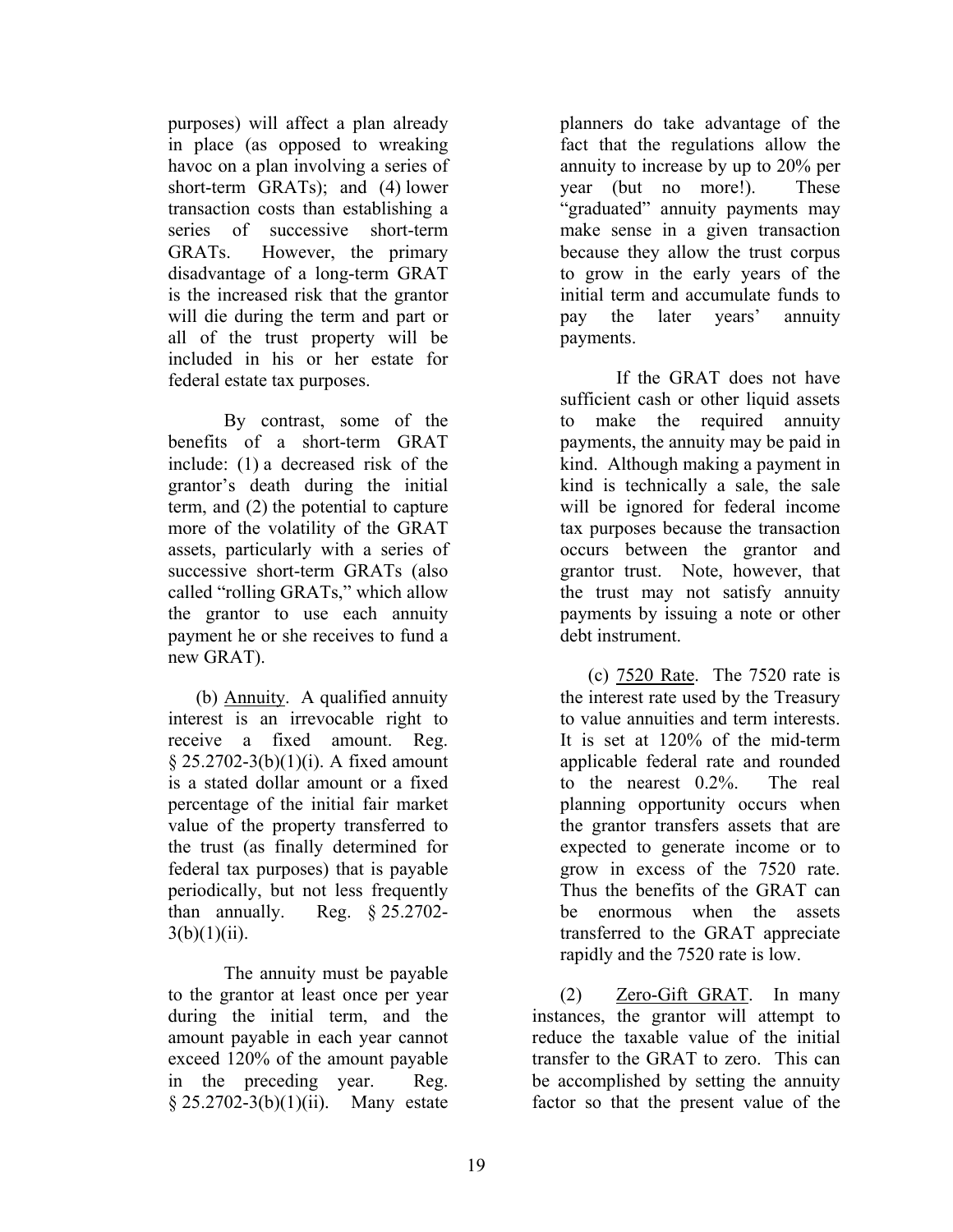purposes) will affect a plan already in place (as opposed to wreaking havoc on a plan involving a series of short-term GRATs); and (4) lower transaction costs than establishing a series of successive short-term GRATs. However, the primary disadvantage of a long-term GRAT is the increased risk that the grantor will die during the term and part or all of the trust property will be included in his or her estate for federal estate tax purposes.

By contrast, some of the benefits of a short-term GRAT include: (1) a decreased risk of the grantor's death during the initial term, and (2) the potential to capture more of the volatility of the GRAT assets, particularly with a series of successive short-term GRATs (also called "rolling GRATs," which allow the grantor to use each annuity payment he or she receives to fund a new GRAT).

(b) Annuity. A qualified annuity interest is an irrevocable right to receive a fixed amount. Reg. § 25.2702-3(b)(1)(i). A fixed amount is a stated dollar amount or a fixed percentage of the initial fair market value of the property transferred to the trust (as finally determined for federal tax purposes) that is payable periodically, but not less frequently than annually. Reg. § 25.2702-3(b)(1)(ii).

The annuity must be payable to the grantor at least once per year during the initial term, and the amount payable in each year cannot exceed 120% of the amount payable in the preceding year. Reg. § 25.2702-3(b)(1)(ii). Many estate planners do take advantage of the fact that the regulations allow the annuity to increase by up to 20% per year (but no more!). These "graduated" annuity payments may make sense in a given transaction because they allow the trust corpus to grow in the early years of the initial term and accumulate funds to pay the later years' annuity payments.

If the GRAT does not have sufficient cash or other liquid assets to make the required annuity payments, the annuity may be paid in kind. Although making a payment in kind is technically a sale, the sale will be ignored for federal income tax purposes because the transaction occurs between the grantor and grantor trust. Note, however, that the trust may not satisfy annuity payments by issuing a note or other debt instrument.

(c) 7520 Rate. The 7520 rate is the interest rate used by the Treasury to value annuities and term interests. It is set at 120% of the mid-term applicable federal rate and rounded to the nearest 0.2%. The real planning opportunity occurs when the grantor transfers assets that are expected to generate income or to grow in excess of the 7520 rate. Thus the benefits of the GRAT can be enormous when the assets transferred to the GRAT appreciate rapidly and the 7520 rate is low.

(2) Zero-Gift GRAT. In many instances, the grantor will attempt to reduce the taxable value of the initial transfer to the GRAT to zero. This can be accomplished by setting the annuity factor so that the present value of the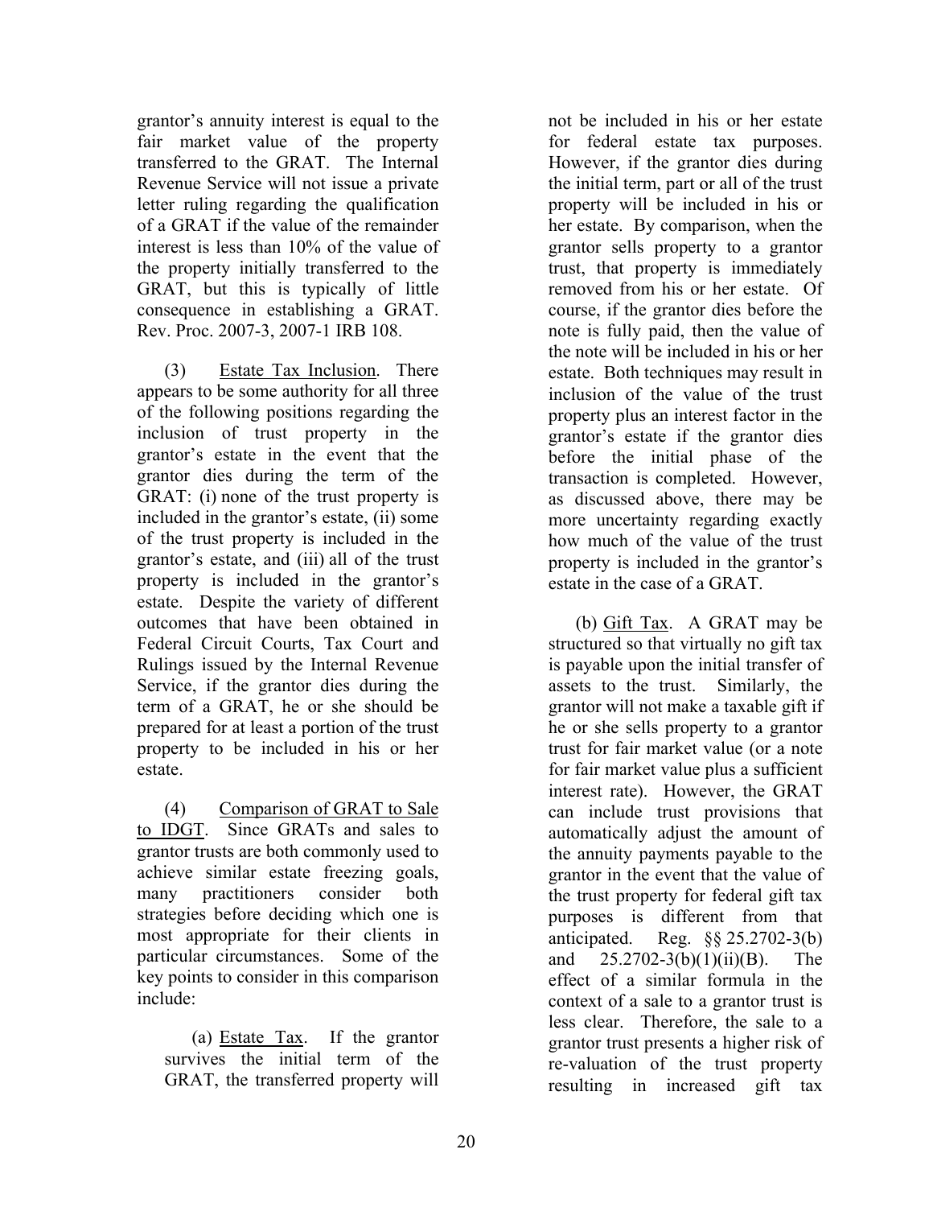grantor's annuity interest is equal to the fair market value of the property transferred to the GRAT. The Internal Revenue Service will not issue a private letter ruling regarding the qualification of a GRAT if the value of the remainder interest is less than 10% of the value of the property initially transferred to the GRAT, but this is typically of little consequence in establishing a GRAT. Rev. Proc. 2007-3, 2007-1 IRB 108.

(3) Estate Tax Inclusion. There appears to be some authority for all three of the following positions regarding the inclusion of trust property in the grantor's estate in the event that the grantor dies during the term of the GRAT: (i) none of the trust property is included in the grantor's estate, (ii) some of the trust property is included in the grantor's estate, and (iii) all of the trust property is included in the grantor's estate. Despite the variety of different outcomes that have been obtained in Federal Circuit Courts, Tax Court and Rulings issued by the Internal Revenue Service, if the grantor dies during the term of a GRAT, he or she should be prepared for at least a portion of the trust property to be included in his or her estate.

(4) Comparison of GRAT to Sale to IDGT. Since GRATs and sales to grantor trusts are both commonly used to achieve similar estate freezing goals, many practitioners consider both strategies before deciding which one is most appropriate for their clients in particular circumstances. Some of the key points to consider in this comparison include:

(a) Estate Tax. If the grantor survives the initial term of the GRAT, the transferred property will not be included in his or her estate for federal estate tax purposes. However, if the grantor dies during the initial term, part or all of the trust property will be included in his or her estate. By comparison, when the grantor sells property to a grantor trust, that property is immediately removed from his or her estate. Of course, if the grantor dies before the note is fully paid, then the value of the note will be included in his or her estate. Both techniques may result in inclusion of the value of the trust property plus an interest factor in the grantor's estate if the grantor dies before the initial phase of the transaction is completed. However, as discussed above, there may be more uncertainty regarding exactly how much of the value of the trust property is included in the grantor's estate in the case of a GRAT.

(b) Gift Tax. A GRAT may be structured so that virtually no gift tax is payable upon the initial transfer of assets to the trust. Similarly, the grantor will not make a taxable gift if he or she sells property to a grantor trust for fair market value (or a note for fair market value plus a sufficient interest rate). However, the GRAT can include trust provisions that automatically adjust the amount of the annuity payments payable to the grantor in the event that the value of the trust property for federal gift tax purposes is different from that anticipated. Reg. §§ 25.2702-3(b) and 25.2702-3(b)(1)(ii)(B). The effect of a similar formula in the context of a sale to a grantor trust is less clear. Therefore, the sale to a grantor trust presents a higher risk of re-valuation of the trust property resulting in increased gift tax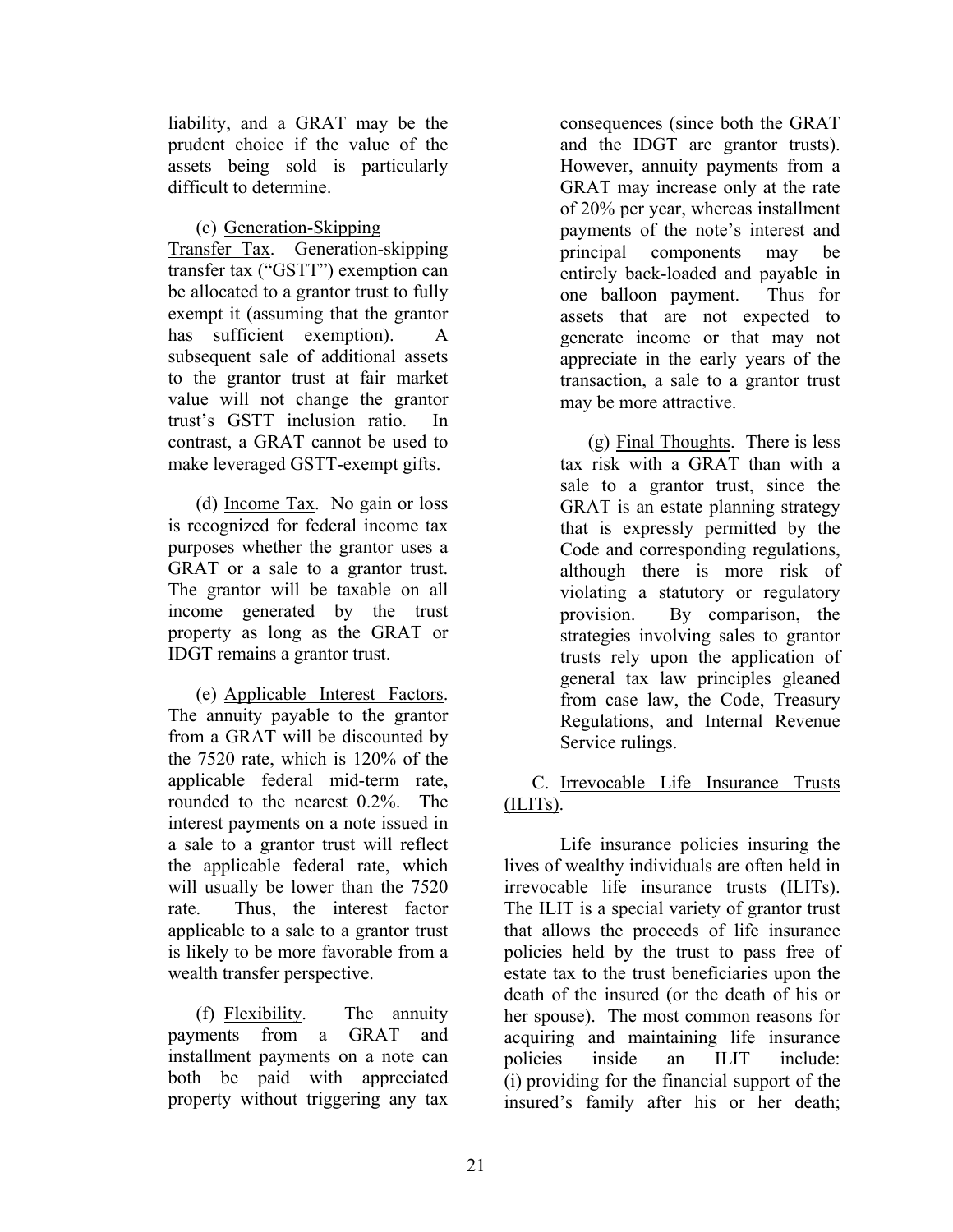liability, and a GRAT may be the prudent choice if the value of the assets being sold is particularly difficult to determine.

(c) Generation-Skipping Transfer Tax. Generation-skipping transfer tax ("GSTT") exemption can be allocated to a grantor trust to fully exempt it (assuming that the grantor has sufficient exemption). A subsequent sale of additional assets to the grantor trust at fair market value will not change the grantor trust's GSTT inclusion ratio. In contrast, a GRAT cannot be used to make leveraged GSTT-exempt gifts.

(d) Income Tax. No gain or loss is recognized for federal income tax purposes whether the grantor uses a GRAT or a sale to a grantor trust. The grantor will be taxable on all income generated by the trust property as long as the GRAT or IDGT remains a grantor trust.

(e) Applicable Interest Factors. The annuity payable to the grantor from a GRAT will be discounted by the 7520 rate, which is 120% of the applicable federal mid-term rate, rounded to the nearest 0.2%. The interest payments on a note issued in a sale to a grantor trust will reflect the applicable federal rate, which will usually be lower than the 7520 rate. Thus, the interest factor applicable to a sale to a grantor trust is likely to be more favorable from a wealth transfer perspective.

(f) Flexibility. The annuity payments from a GRAT and installment payments on a note can both be paid with appreciated property without triggering any tax consequences (since both the GRAT and the IDGT are grantor trusts). However, annuity payments from a GRAT may increase only at the rate of 20% per year, whereas installment payments of the note's interest and principal components may be entirely back-loaded and payable in one balloon payment. Thus for assets that are not expected to generate income or that may not appreciate in the early years of the transaction, a sale to a grantor trust may be more attractive.

(g) Final Thoughts. There is less tax risk with a GRAT than with a sale to a grantor trust, since the GRAT is an estate planning strategy that is expressly permitted by the Code and corresponding regulations, although there is more risk of violating a statutory or regulatory provision. By comparison, the strategies involving sales to grantor trusts rely upon the application of general tax law principles gleaned from case law, the Code, Treasury Regulations, and Internal Revenue Service rulings.

C. Irrevocable Life Insurance Trusts (ILITs).

Life insurance policies insuring the lives of wealthy individuals are often held in irrevocable life insurance trusts (ILITs). The ILIT is a special variety of grantor trust that allows the proceeds of life insurance policies held by the trust to pass free of estate tax to the trust beneficiaries upon the death of the insured (or the death of his or her spouse). The most common reasons for acquiring and maintaining life insurance policies inside an ILIT include: (i) providing for the financial support of the insured's family after his or her death;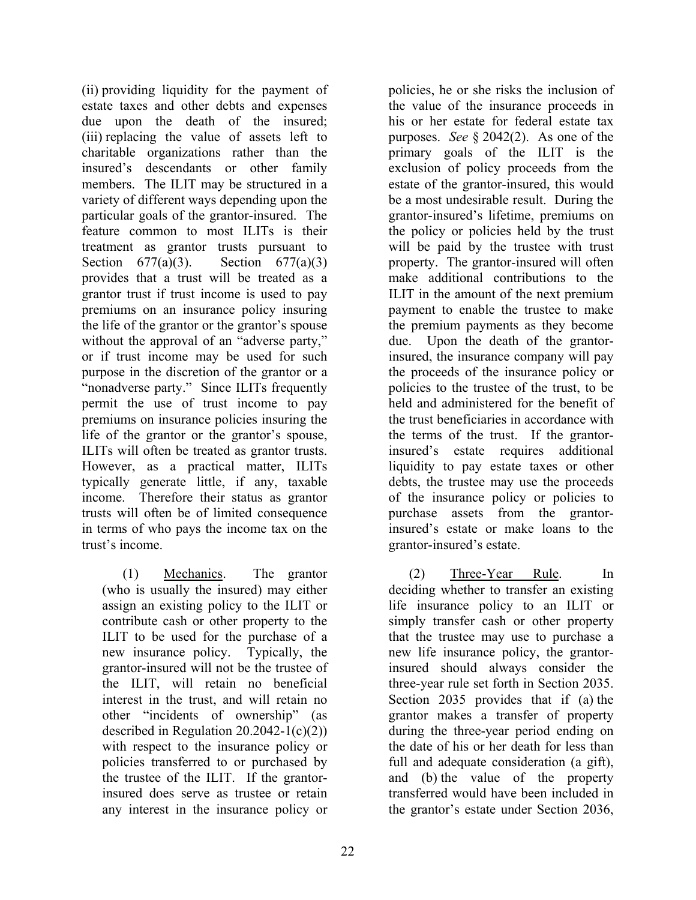(ii) providing liquidity for the payment of estate taxes and other debts and expenses due upon the death of the insured; (iii) replacing the value of assets left to charitable organizations rather than the insured's descendants or other family members. The ILIT may be structured in a variety of different ways depending upon the particular goals of the grantor-insured. The feature common to most ILITs is their treatment as grantor trusts pursuant to Section 677(a)(3). Section 677(a)(3) provides that a trust will be treated as a grantor trust if trust income is used to pay premiums on an insurance policy insuring the life of the grantor or the grantor's spouse without the approval of an "adverse party," or if trust income may be used for such purpose in the discretion of the grantor or a "nonadverse party." Since ILITs frequently permit the use of trust income to pay premiums on insurance policies insuring the life of the grantor or the grantor's spouse, ILITs will often be treated as grantor trusts. However, as a practical matter, ILITs typically generate little, if any, taxable income. Therefore their status as grantor trusts will often be of limited consequence in terms of who pays the income tax on the trust's income.

(1) Mechanics. The grantor (who is usually the insured) may either assign an existing policy to the ILIT or contribute cash or other property to the ILIT to be used for the purchase of a new insurance policy. Typically, the grantor-insured will not be the trustee of the ILIT, will retain no beneficial interest in the trust, and will retain no other "incidents of ownership" (as described in Regulation 20.2042-1(c)(2)) with respect to the insurance policy or policies transferred to or purchased by the trustee of the ILIT. If the grantor-insured does serve as trustee or retain any interest in the insurance policy or policies, he or she risks the inclusion of the value of the insurance proceeds in his or her estate for federal estate tax purposes. *See* § 2042(2). As one of the primary goals of the ILIT is the exclusion of policy proceeds from the estate of the grantor-insured, this would be a most undesirable result. During the grantor-insured's lifetime, premiums on the policy or policies held by the trust will be paid by the trustee with trust property. The grantor-insured will often make additional contributions to the ILIT in the amount of the next premium payment to enable the trustee to make the premium payments as they become due. Upon the death of the grantor-insured, the insurance company will pay the proceeds of the insurance policy or policies to the trustee of the trust, to be held and administered for the benefit of the trust beneficiaries in accordance with the terms of the trust. If the grantor-insured's estate requires additional liquidity to pay estate taxes or other debts, the trustee may use the proceeds of the insurance policy or policies to purchase assets from the grantor-insured's estate or make loans to the grantor-insured's estate.

(2) Three-Year Rule. In deciding whether to transfer an existing life insurance policy to an ILIT or simply transfer cash or other property that the trustee may use to purchase a new life insurance policy, the grantor-insured should always consider the three-year rule set forth in Section 2035. Section 2035 provides that if (a) the grantor makes a transfer of property during the three-year period ending on the date of his or her death for less than full and adequate consideration (a gift), and (b) the value of the property transferred would have been included in the grantor's estate under Section 2036,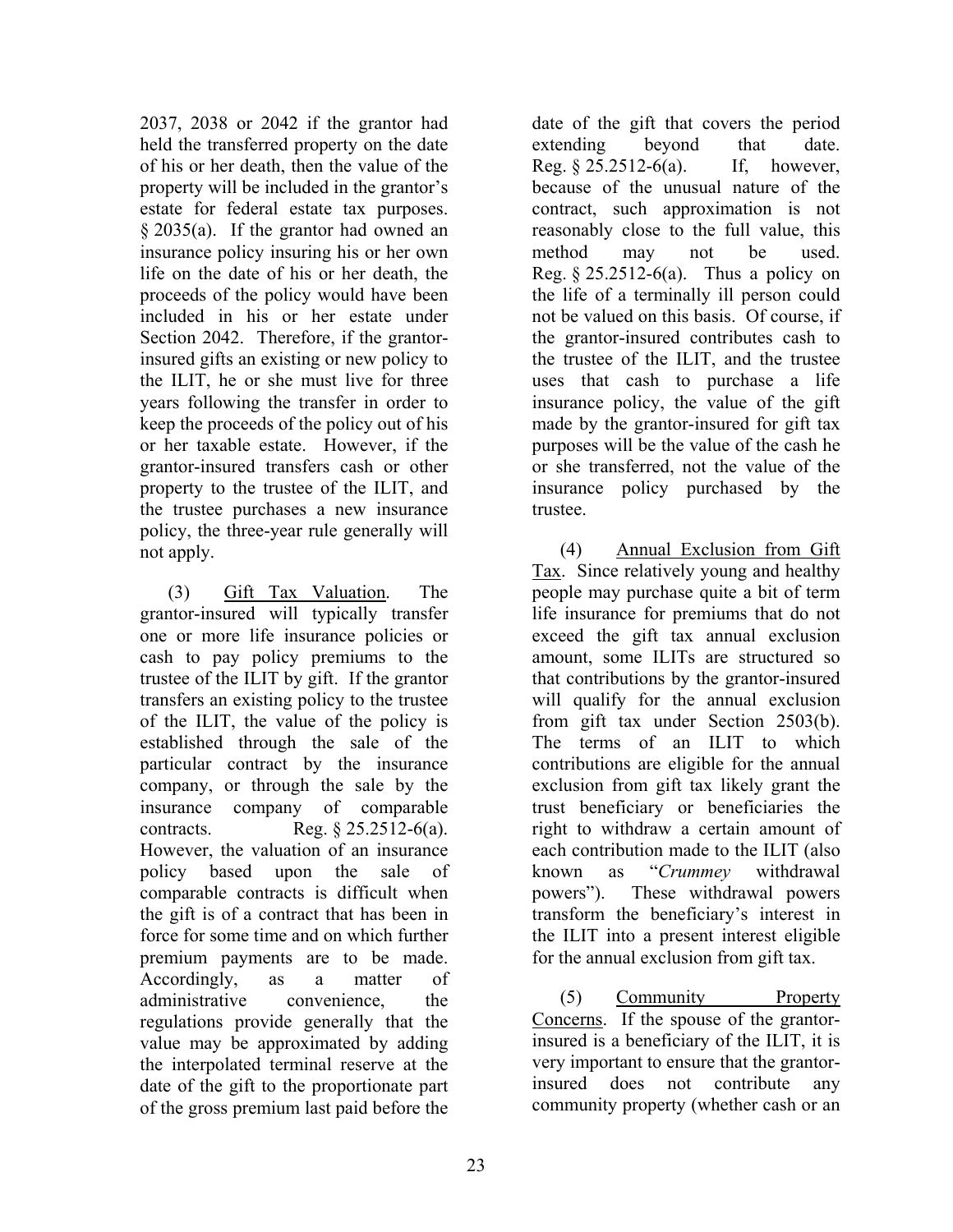2037, 2038 or 2042 if the grantor had held the transferred property on the date of his or her death, then the value of the property will be included in the grantor's estate for federal estate tax purposes. § 2035(a). If the grantor had owned an insurance policy insuring his or her own life on the date of his or her death, the proceeds of the policy would have been included in his or her estate under Section 2042. Therefore, if the grantor-insured gifts an existing or new policy to the ILIT, he or she must live for three years following the transfer in order to keep the proceeds of the policy out of his or her taxable estate. However, if the grantor-insured transfers cash or other property to the trustee of the ILIT, and the trustee purchases a new insurance policy, the three-year rule generally will not apply.

(3) Gift Tax Valuation. The grantor-insured will typically transfer one or more life insurance policies or cash to pay policy premiums to the trustee of the ILIT by gift. If the grantor transfers an existing policy to the trustee of the ILIT, the value of the policy is established through the sale of the particular contract by the insurance company, or through the sale by the insurance company of comparable contracts. Reg. § 25.2512-6(a). However, the valuation of an insurance policy based upon the sale of comparable contracts is difficult when the gift is of a contract that has been in force for some time and on which further premium payments are to be made. Accordingly, as a matter of administrative convenience, the regulations provide generally that the value may be approximated by adding the interpolated terminal reserve at the date of the gift to the proportionate part of the gross premium last paid before the date of the gift that covers the period extending beyond that date. Reg. § 25.2512-6(a). If, however, because of the unusual nature of the contract, such approximation is not reasonably close to the full value, this method may not be used. Reg. § 25.2512-6(a). Thus a policy on the life of a terminally ill person could not be valued on this basis. Of course, if the grantor-insured contributes cash to the trustee of the ILIT, and the trustee uses that cash to purchase a life insurance policy, the value of the gift made by the grantor-insured for gift tax purposes will be the value of the cash he or she transferred, not the value of the insurance policy purchased by the trustee.

(4) Annual Exclusion from Gift Tax. Since relatively young and healthy people may purchase quite a bit of term life insurance for premiums that do not exceed the gift tax annual exclusion amount, some ILITs are structured so that contributions by the grantor-insured will qualify for the annual exclusion from gift tax under Section 2503(b). The terms of an ILIT to which contributions are eligible for the annual exclusion from gift tax likely grant the trust beneficiary or beneficiaries the right to withdraw a certain amount of each contribution made to the ILIT (also known as "*Crummey* withdrawal powers"). These withdrawal powers transform the beneficiary's interest in the ILIT into a present interest eligible for the annual exclusion from gift tax.

(5) Community Property Concerns. If the spouse of the grantor-insured is a beneficiary of the ILIT, it is very important to ensure that the grantor-insured does not contribute any community property (whether cash or an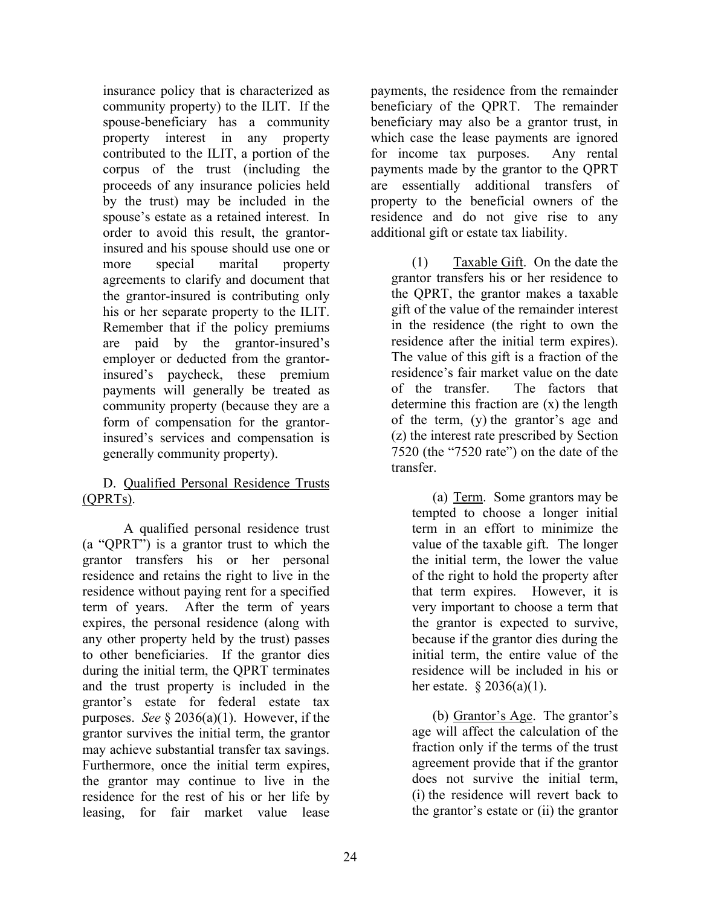insurance policy that is characterized as community property) to the ILIT. If the spouse-beneficiary has a community property interest in any property contributed to the ILIT, a portion of the corpus of the trust (including the proceeds of any insurance policies held by the trust) may be included in the spouse's estate as a retained interest. In order to avoid this result, the grantor-insured and his spouse should use one or more special marital property agreements to clarify and document that the grantor-insured is contributing only his or her separate property to the ILIT. Remember that if the policy premiums are paid by the grantor-insured's employer or deducted from the grantor-insured's paycheck, these premium payments will generally be treated as community property (because they are a form of compensation for the grantor-insured's services and compensation is generally community property).

D. Qualified Personal Residence Trusts (QPRTs).

A qualified personal residence trust (a "QPRT") is a grantor trust to which the grantor transfers his or her personal residence and retains the right to live in the residence without paying rent for a specified term of years. After the term of years expires, the personal residence (along with any other property held by the trust) passes to other beneficiaries. If the grantor dies during the initial term, the QPRT terminates and the trust property is included in the grantor's estate for federal estate tax purposes. *See* § 2036(a)(1). However, if the grantor survives the initial term, the grantor may achieve substantial transfer tax savings. Furthermore, once the initial term expires, the grantor may continue to live in the residence for the rest of his or her life by leasing, for fair market value lease payments, the residence from the remainder beneficiary of the QPRT. The remainder beneficiary may also be a grantor trust, in which case the lease payments are ignored for income tax purposes. Any rental payments made by the grantor to the QPRT are essentially additional transfers of property to the beneficial owners of the residence and do not give rise to any additional gift or estate tax liability.

(1) Taxable Gift. On the date the grantor transfers his or her residence to the QPRT, the grantor makes a taxable gift of the value of the remainder interest in the residence (the right to own the residence after the initial term expires). The value of this gift is a fraction of the residence's fair market value on the date of the transfer. The factors that determine this fraction are (x) the length of the term, (y) the grantor's age and (z) the interest rate prescribed by Section 7520 (the "7520 rate") on the date of the transfer.

(a) Term. Some grantors may be tempted to choose a longer initial term in an effort to minimize the value of the taxable gift. The longer the initial term, the lower the value of the right to hold the property after that term expires. However, it is very important to choose a term that the grantor is expected to survive, because if the grantor dies during the initial term, the entire value of the residence will be included in his or her estate. § 2036(a)(1).

(b) Grantor's Age. The grantor's age will affect the calculation of the fraction only if the terms of the trust agreement provide that if the grantor does not survive the initial term, (i) the residence will revert back to the grantor's estate or (ii) the grantor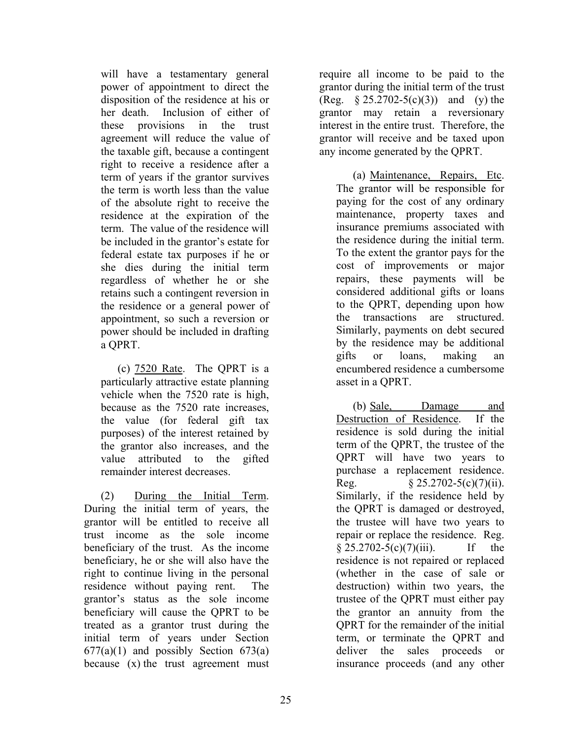will have a testamentary general power of appointment to direct the disposition of the residence at his or her death. Inclusion of either of these provisions in the trust agreement will reduce the value of the taxable gift, because a contingent right to receive a residence after a term of years if the grantor survives the term is worth less than the value of the absolute right to receive the residence at the expiration of the term. The value of the residence will be included in the grantor's estate for federal estate tax purposes if he or she dies during the initial term regardless of whether he or she retains such a contingent reversion in the residence or a general power of appointment, so such a reversion or power should be included in drafting a QPRT.

(c) 7520 Rate. The QPRT is a particularly attractive estate planning vehicle when the 7520 rate is high, because as the 7520 rate increases, the value (for federal gift tax purposes) of the interest retained by the grantor also increases, and the value attributed to the gifted remainder interest decreases.

(2) During the Initial Term. During the initial term of years, the grantor will be entitled to receive all trust income as the sole income beneficiary of the trust. As the income beneficiary, he or she will also have the right to continue living in the personal residence without paying rent. The grantor's status as the sole income beneficiary will cause the QPRT to be treated as a grantor trust during the initial term of years under Section 677(a)(1) and possibly Section 673(a) because (x) the trust agreement must require all income to be paid to the grantor during the initial term of the trust (Reg. § 25.2702-5(c)(3)) and (y) the grantor may retain a reversionary interest in the entire trust. Therefore, the grantor will receive and be taxed upon any income generated by the QPRT.

(a) Maintenance, Repairs, Etc. The grantor will be responsible for paying for the cost of any ordinary maintenance, property taxes and insurance premiums associated with the residence during the initial term. To the extent the grantor pays for the cost of improvements or major repairs, these payments will be considered additional gifts or loans to the QPRT, depending upon how the transactions are structured. Similarly, payments on debt secured by the residence may be additional gifts or loans, making an encumbered residence a cumbersome asset in a QPRT.

(b) Sale, Damage and Destruction of Residence. If the residence is sold during the initial term of the QPRT, the trustee of the QPRT will have two years to purchase a replacement residence. Reg. § 25.2702-5(c)(7)(ii). Similarly, if the residence held by the QPRT is damaged or destroyed, the trustee will have two years to repair or replace the residence. Reg. § 25.2702-5(c)(7)(iii). If the residence is not repaired or replaced (whether in the case of sale or destruction) within two years, the trustee of the QPRT must either pay the grantor an annuity from the QPRT for the remainder of the initial term, or terminate the QPRT and deliver the sales proceeds or insurance proceeds (and any other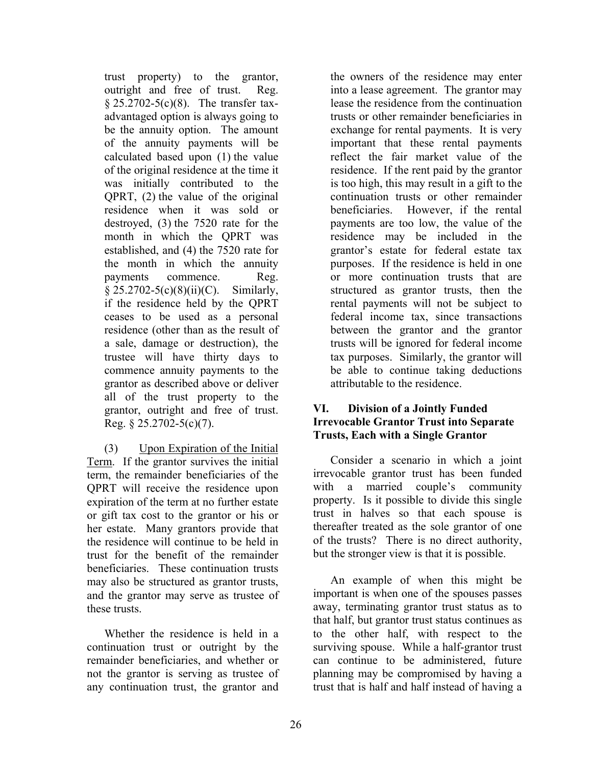trust property) to the grantor, outright and free of trust. Reg. § 25.2702-5(c)(8). The transfer tax-advantaged option is always going to be the annuity option. The amount of the annuity payments will be calculated based upon (1) the value of the original residence at the time it was initially contributed to the QPRT, (2) the value of the original residence when it was sold or destroyed, (3) the 7520 rate for the month in which the QPRT was established, and (4) the 7520 rate for the month in which the annuity payments commence. Reg. § 25.2702-5(c)(8)(ii)(C). Similarly, if the residence held by the QPRT ceases to be used as a personal residence (other than as the result of a sale, damage or destruction), the trustee will have thirty days to commence annuity payments to the grantor as described above or deliver all of the trust property to the grantor, outright and free of trust. Reg. § 25.2702-5(c)(7).

(3) Upon Expiration of the Initial Term. If the grantor survives the initial term, the remainder beneficiaries of the QPRT will receive the residence upon expiration of the term at no further estate or gift tax cost to the grantor or his or her estate. Many grantors provide that the residence will continue to be held in trust for the benefit of the remainder beneficiaries. These continuation trusts may also be structured as grantor trusts, and the grantor may serve as trustee of these trusts.

Whether the residence is held in a continuation trust or outright by the remainder beneficiaries, and whether or not the grantor is serving as trustee of any continuation trust, the grantor and the owners of the residence may enter into a lease agreement. The grantor may lease the residence from the continuation trusts or other remainder beneficiaries in exchange for rental payments. It is very important that these rental payments reflect the fair market value of the residence. If the rent paid by the grantor is too high, this may result in a gift to the continuation trusts or other remainder beneficiaries. However, if the rental payments are too low, the value of the residence may be included in the grantor's estate for federal estate tax purposes. If the residence is held in one or more continuation trusts that are structured as grantor trusts, then the rental payments will not be subject to federal income tax, since transactions between the grantor and the grantor trusts will be ignored for federal income tax purposes. Similarly, the grantor will be able to continue taking deductions attributable to the residence.

## VI. Division of a Jointly Funded Irrevocable Grantor Trust into Separate Trusts, Each with a Single Grantor

Consider a scenario in which a joint irrevocable grantor trust has been funded with a married couple's community property. Is it possible to divide this single trust in halves so that each spouse is thereafter treated as the sole grantor of one of the trusts? There is no direct authority, but the stronger view is that it is possible.

An example of when this might be important is when one of the spouses passes away, terminating grantor trust status as to that half, but grantor trust status continues as to the other half, with respect to the surviving spouse. While a half-grantor trust can continue to be administered, future planning may be compromised by having a trust that is half and half instead of having a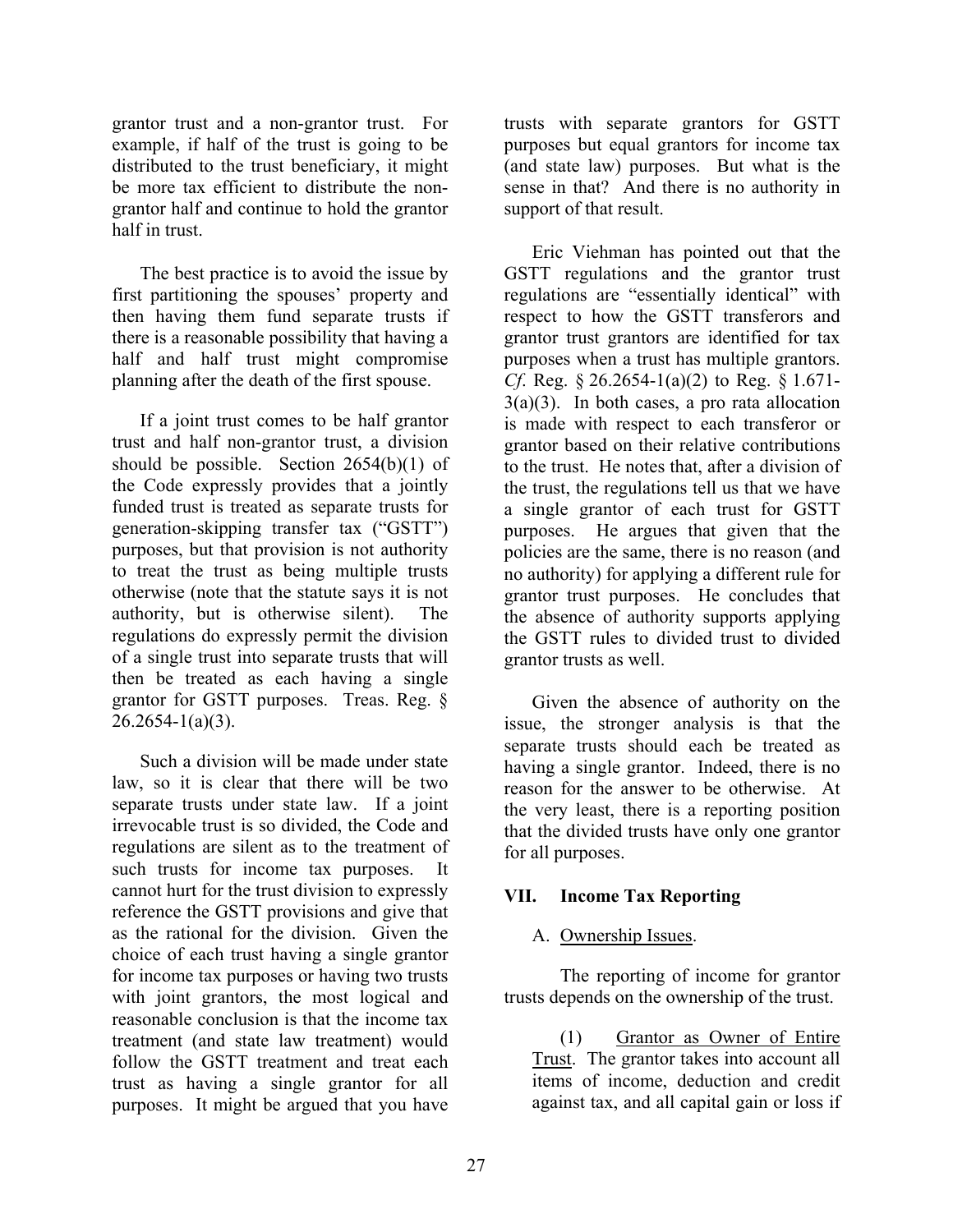grantor trust and a non-grantor trust. For example, if half of the trust is going to be distributed to the trust beneficiary, it might be more tax efficient to distribute the non-grantor half and continue to hold the grantor half in trust.

The best practice is to avoid the issue by first partitioning the spouses' property and then having them fund separate trusts if there is a reasonable possibility that having a half and half trust might compromise planning after the death of the first spouse.

If a joint trust comes to be half grantor trust and half non-grantor trust, a division should be possible. Section 2654(b)(1) of the Code expressly provides that a jointly funded trust is treated as separate trusts for generation-skipping transfer tax ("GSTT") purposes, but that provision is not authority to treat the trust as being multiple trusts otherwise (note that the statute says it is not authority, but is otherwise silent). The regulations do expressly permit the division of a single trust into separate trusts that will then be treated as each having a single grantor for GSTT purposes. Treas. Reg. § 26.2654-1(a)(3).

Such a division will be made under state law, so it is clear that there will be two separate trusts under state law. If a joint irrevocable trust is so divided, the Code and regulations are silent as to the treatment of such trusts for income tax purposes. It cannot hurt for the trust division to expressly reference the GSTT provisions and give that as the rational for the division. Given the choice of each trust having a single grantor for income tax purposes or having two trusts with joint grantors, the most logical and reasonable conclusion is that the income tax treatment (and state law treatment) would follow the GSTT treatment and treat each trust as having a single grantor for all purposes. It might be argued that you have trusts with separate grantors for GSTT purposes but equal grantors for income tax (and state law) purposes. But what is the sense in that? And there is no authority in support of that result.

Eric Viehman has pointed out that the GSTT regulations and the grantor trust regulations are "essentially identical" with respect to how the GSTT transferors and grantor trust grantors are identified for tax purposes when a trust has multiple grantors. *Cf*. Reg. § 26.2654-1(a)(2) to Reg. § 1.671-3(a)(3). In both cases, a pro rata allocation is made with respect to each transferor or grantor based on their relative contributions to the trust. He notes that, after a division of the trust, the regulations tell us that we have a single grantor of each trust for GSTT purposes. He argues that given that the policies are the same, there is no reason (and no authority) for applying a different rule for grantor trust purposes. He concludes that the absence of authority supports applying the GSTT rules to divided trust to divided grantor trusts as well.

Given the absence of authority on the issue, the stronger analysis is that the separate trusts should each be treated as having a single grantor. Indeed, there is no reason for the answer to be otherwise. At the very least, there is a reporting position that the divided trusts have only one grantor for all purposes.

## VII. Income Tax Reporting

### A. Ownership Issues.

The reporting of income for grantor trusts depends on the ownership of the trust.

(1) Grantor as Owner of Entire Trust. The grantor takes into account all items of income, deduction and credit against tax, and all capital gain or loss if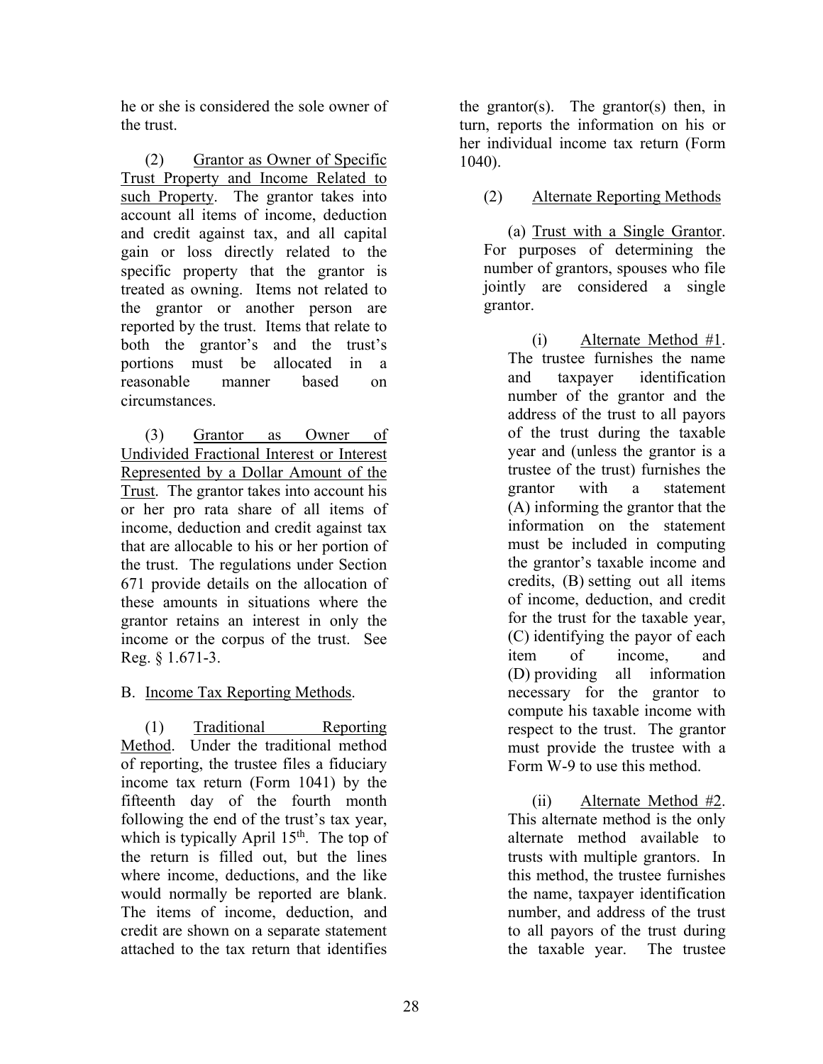he or she is considered the sole owner of the trust.

(2) Grantor as Owner of Specific Trust Property and Income Related to such Property. The grantor takes into account all items of income, deduction and credit against tax, and all capital gain or loss directly related to the specific property that the grantor is treated as owning. Items not related to the grantor or another person are reported by the trust. Items that relate to both the grantor's and the trust's portions must be allocated in a reasonable manner based on circumstances.

(3) Grantor as Owner of Undivided Fractional Interest or Interest Represented by a Dollar Amount of the Trust. The grantor takes into account his or her pro rata share of all items of income, deduction and credit against tax that are allocable to his or her portion of the trust. The regulations under Section 671 provide details on the allocation of these amounts in situations where the grantor retains an interest in only the income or the corpus of the trust. See Reg. § 1.671-3.

B. Income Tax Reporting Methods.

(1) Traditional Reporting Method. Under the traditional method of reporting, the trustee files a fiduciary income tax return (Form 1041) by the fifteenth day of the fourth month following the end of the trust's tax year, which is typically April 15th. The top of the return is filled out, but the lines where income, deductions, and the like would normally be reported are blank. The items of income, deduction, and credit are shown on a separate statement attached to the tax return that identifies the grantor(s). The grantor(s) then, in turn, reports the information on his or her individual income tax return (Form 1040).

(2) Alternate Reporting Methods

(a) Trust with a Single Grantor. For purposes of determining the number of grantors, spouses who file jointly are considered a single grantor.

(i) Alternate Method #1. The trustee furnishes the name and taxpayer identification number of the grantor and the address of the trust to all payors of the trust during the taxable year and (unless the grantor is a trustee of the trust) furnishes the grantor with a statement (A) informing the grantor that the information on the statement must be included in computing the grantor's taxable income and credits, (B) setting out all items of income, deduction, and credit for the trust for the taxable year, (C) identifying the payor of each item of income, and (D) providing all information necessary for the grantor to compute his taxable income with respect to the trust. The grantor must provide the trustee with a Form W-9 to use this method.

(ii) Alternate Method #2. This alternate method is the only alternate method available to trusts with multiple grantors. In this method, the trustee furnishes the name, taxpayer identification number, and address of the trust to all payors of the trust during the taxable year. The trustee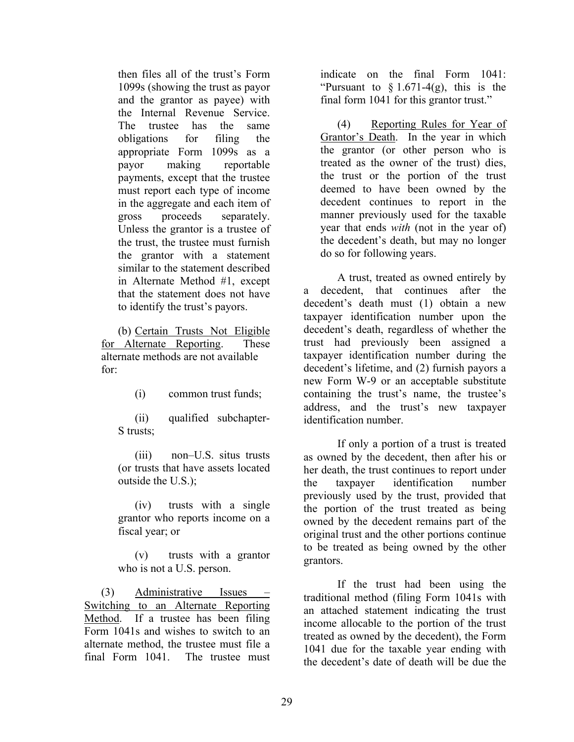then files all of the trust's Form 1099s (showing the trust as payor and the grantor as payee) with the Internal Revenue Service. The trustee has the same obligations for filing the appropriate Form 1099s as a payor making reportable payments, except that the trustee must report each type of income in the aggregate and each item of gross proceeds separately. Unless the grantor is a trustee of the trust, the trustee must furnish the grantor with a statement similar to the statement described in Alternate Method #1, except that the statement does not have to identify the trust's payors.

(b) Certain Trusts Not Eligible for Alternate Reporting. These alternate methods are not available for:

(i) common trust funds;

(ii) qualified subchapter-S trusts;

(iii) non–U.S. situs trusts (or trusts that have assets located outside the U.S.);

(iv) trusts with a single grantor who reports income on a fiscal year; or

(v) trusts with a grantor who is not a U.S. person.

(3) Administrative Issues – Switching to an Alternate Reporting Method. If a trustee has been filing Form 1041s and wishes to switch to an alternate method, the trustee must file a final Form 1041. The trustee must indicate on the final Form 1041: "Pursuant to § 1.671-4(g), this is the final form 1041 for this grantor trust."

(4) Reporting Rules for Year of Grantor's Death. In the year in which the grantor (or other person who is treated as the owner of the trust) dies, the trust or the portion of the trust deemed to have been owned by the decedent continues to report in the manner previously used for the taxable year that ends *with* (not in the year of) the decedent's death, but may no longer do so for following years.

A trust, treated as owned entirely by a decedent, that continues after the decedent's death must (1) obtain a new taxpayer identification number upon the decedent's death, regardless of whether the trust had previously been assigned a taxpayer identification number during the decedent's lifetime, and (2) furnish payors a new Form W-9 or an acceptable substitute containing the trust's name, the trustee's address, and the trust's new taxpayer identification number.

If only a portion of a trust is treated as owned by the decedent, then after his or her death, the trust continues to report under the taxpayer identification number previously used by the trust, provided that the portion of the trust treated as being owned by the decedent remains part of the original trust and the other portions continue to be treated as being owned by the other grantors.

If the trust had been using the traditional method (filing Form 1041s with an attached statement indicating the trust income allocable to the portion of the trust treated as owned by the decedent), the Form 1041 due for the taxable year ending with the decedent's date of death will be due the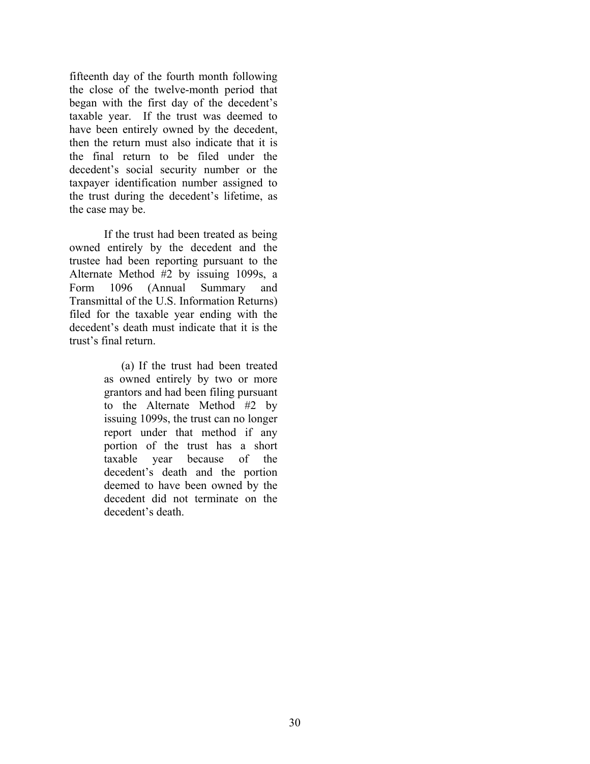fifteenth day of the fourth month following the close of the twelve-month period that began with the first day of the decedent's taxable year. If the trust was deemed to have been entirely owned by the decedent, then the return must also indicate that it is the final return to be filed under the decedent's social security number or the taxpayer identification number assigned to the trust during the decedent's lifetime, as the case may be.

If the trust had been treated as being owned entirely by the decedent and the trustee had been reporting pursuant to the Alternate Method #2 by issuing 1099s, a Form 1096 (Annual Summary and Transmittal of the U.S. Information Returns) filed for the taxable year ending with the decedent's death must indicate that it is the trust's final return.

> (a) If the trust had been treated as owned entirely by two or more grantors and had been filing pursuant to the Alternate Method #2 by issuing 1099s, the trust can no longer report under that method if any portion of the trust has a short taxable year because of the decedent's death and the portion deemed to have been owned by the decedent did not terminate on the decedent's death.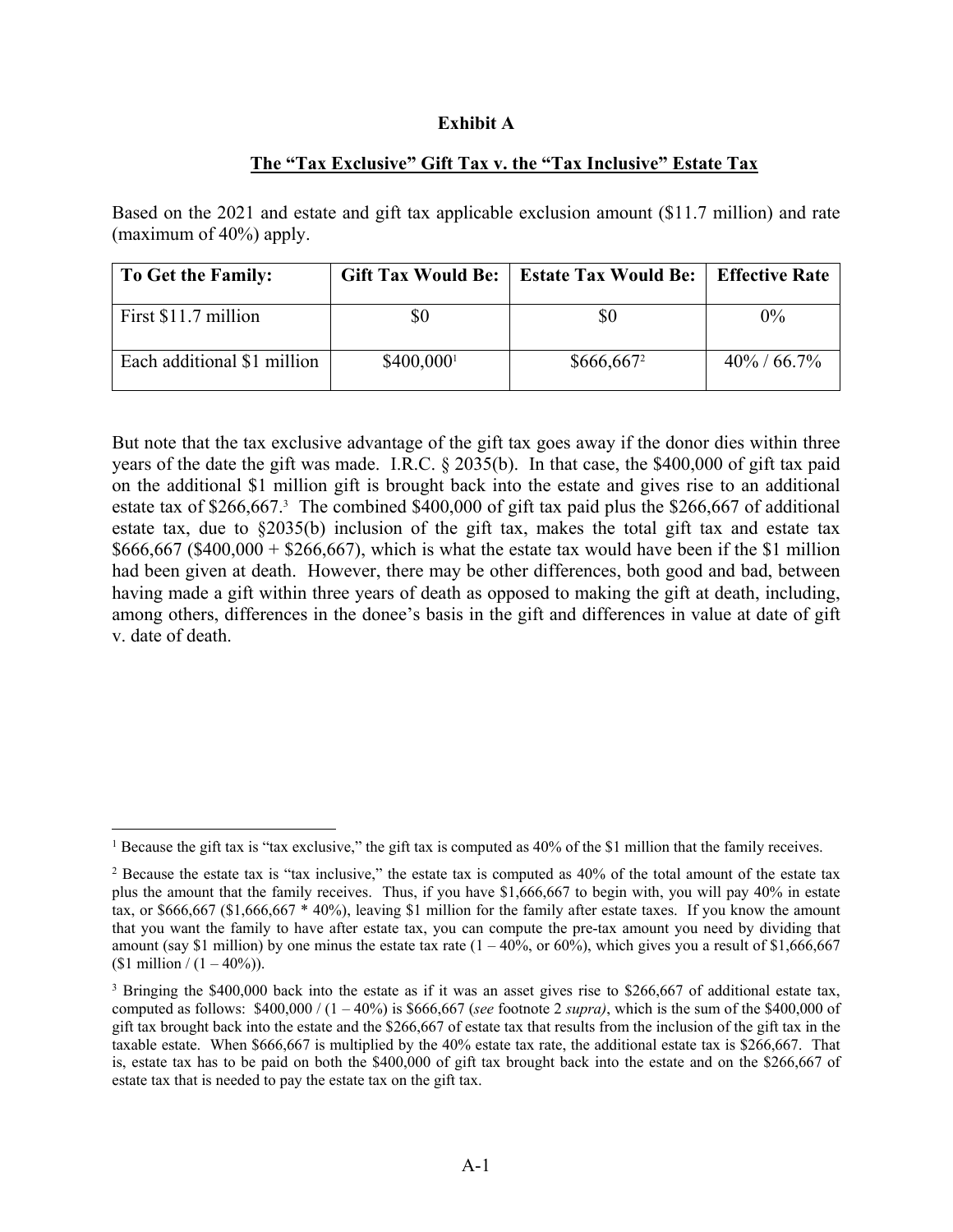**Exhibit A**

**The "Tax Exclusive" Gift Tax v. the "Tax Inclusive" Estate Tax**

Based on the 2021 and estate and gift tax applicable exclusion amount ($11.7 million) and rate (maximum of 40%) apply.

| To Get the Family: | Gift Tax Would Be: | Estate Tax Would Be: | Effective Rate |
|---|---|---|---|
| First $11.7 million | $0 | $0 | 0% |
| Each additional $1 million | $400,000[1] | $666,667[2] | 40% / 66.7% |

But note that the tax exclusive advantage of the gift tax goes away if the donor dies within three years of the date the gift was made. I.R.C. § 2035(b). In that case, the $400,000 of gift tax paid on the additional $1 million gift is brought back into the estate and gives rise to an additional estate tax of $266,667.[3] The combined $400,000 of gift tax paid plus the $266,667 of additional estate tax, due to §2035(b) inclusion of the gift tax, makes the total gift tax and estate tax $666,667 ($400,000 + $266,667), which is what the estate tax would have been if the $1 million had been given at death. However, there may be other differences, both good and bad, between having made a gift within three years of death as opposed to making the gift at death, including, among others, differences in the donee's basis in the gift and differences in value at date of gift v. date of death.

---

[1] Because the gift tax is "tax exclusive," the gift tax is computed as 40% of the $1 million that the family receives.

[2] Because the estate tax is "tax inclusive," the estate tax is computed as 40% of the total amount of the estate tax plus the amount that the family receives. Thus, if you have $1,666,667 to begin with, you will pay 40% in estate tax, or $666,667 ($1,666,667 * 40%), leaving $1 million for the family after estate taxes. If you know the amount that you want the family to have after estate tax, you can compute the pre-tax amount you need by dividing that amount (say $1 million) by one minus the estate tax rate (1 – 40%, or 60%), which gives you a result of $1,666,667 ($1 million / (1 – 40%)).

[3] Bringing the $400,000 back into the estate as if it was an asset gives rise to $266,667 of additional estate tax, computed as follows: $400,000 / (1 – 40%) is $666,667 (*see* footnote 2 *supra)*, which is the sum of the $400,000 of gift tax brought back into the estate and the $266,667 of estate tax that results from the inclusion of the gift tax in the taxable estate. When $666,667 is multiplied by the 40% estate tax rate, the additional estate tax is $266,667. That is, estate tax has to be paid on both the $400,000 of gift tax brought back into the estate and on the $266,667 of estate tax that is needed to pay the estate tax on the gift tax.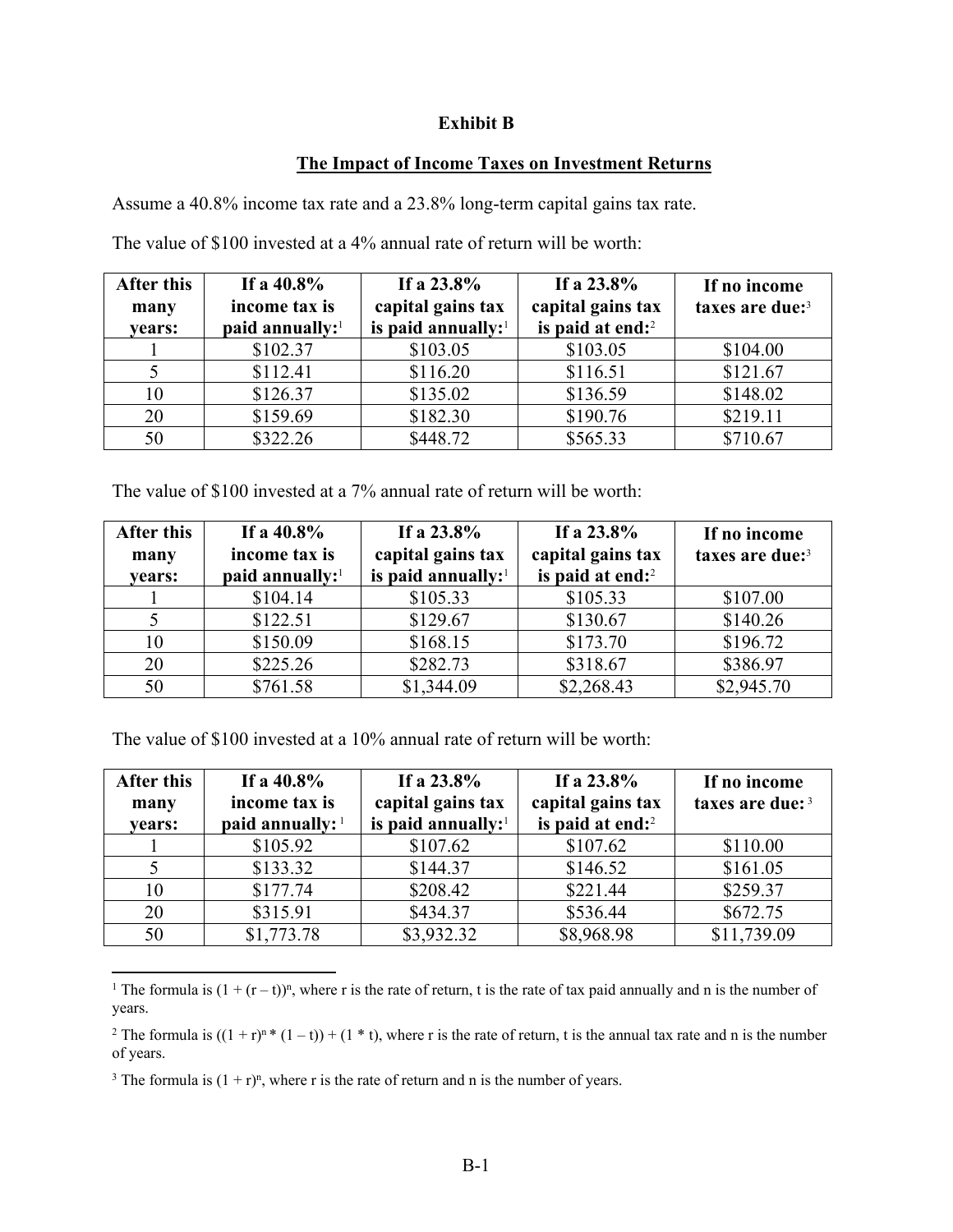**Exhibit B**

**The Impact of Income Taxes on Investment Returns**

Assume a 40.8% income tax rate and a 23.8% long-term capital gains tax rate.

The value of $100 invested at a 4% annual rate of return will be worth:

| After this many years: | If a 40.8% income tax is paid annually:[1] | If a 23.8% capital gains tax is paid annually:[1] | If a 23.8% capital gains tax is paid at end:[2] | If no income taxes are due:[3] |
|---|---|---|---|---|
| 1 | $102.37 | $103.05 | $103.05 | $104.00 |
| 5 | $112.41 | $116.20 | $116.51 | $121.67 |
| 10 | $126.37 | $135.02 | $136.59 | $148.02 |
| 20 | $159.69 | $182.30 | $190.76 | $219.11 |
| 50 | $322.26 | $448.72 | $565.33 | $710.67 |

The value of $100 invested at a 7% annual rate of return will be worth:

| After this many years: | If a 40.8% income tax is paid annually:[1] | If a 23.8% capital gains tax is paid annually:[1] | If a 23.8% capital gains tax is paid at end:[2] | If no income taxes are due:[3] |
|---|---|---|---|---|
| 1 | $104.14 | $105.33 | $105.33 | $107.00 |
| 5 | $122.51 | $129.67 | $130.67 | $140.26 |
| 10 | $150.09 | $168.15 | $173.70 | $196.72 |
| 20 | $225.26 | $282.73 | $318.67 | $386.97 |
| 50 | $761.58 | $1,344.09 | $2,268.43 | $2,945.70 |

The value of $100 invested at a 10% annual rate of return will be worth:

| After this many years: | If a 40.8% income tax is paid annually:[1] | If a 23.8% capital gains tax is paid annually:[1] | If a 23.8% capital gains tax is paid at end:[2] | If no income taxes are due:[3] |
|---|---|---|---|---|
| 1 | $105.92 | $107.62 | $107.62 | $110.00 |
| 5 | $133.32 | $144.37 | $146.52 | $161.05 |
| 10 | $177.74 | $208.42 | $221.44 | $259.37 |
| 20 | $315.91 | $434.37 | $536.44 | $672.75 |
| 50 | $1,773.78 | $3,932.32 | $8,968.98 | $11,739.09 |

---

[1] The formula is $(1 + (r - t))^n$, where r is the rate of return, t is the rate of tax paid annually and n is the number of years.

[2] The formula is $((1 + r)^n * (1 - t)) + (1 * t)$, where r is the rate of return, t is the annual tax rate and n is the number of years.

[3] The formula is $(1 + r)^n$, where r is the rate of return and n is the number of years.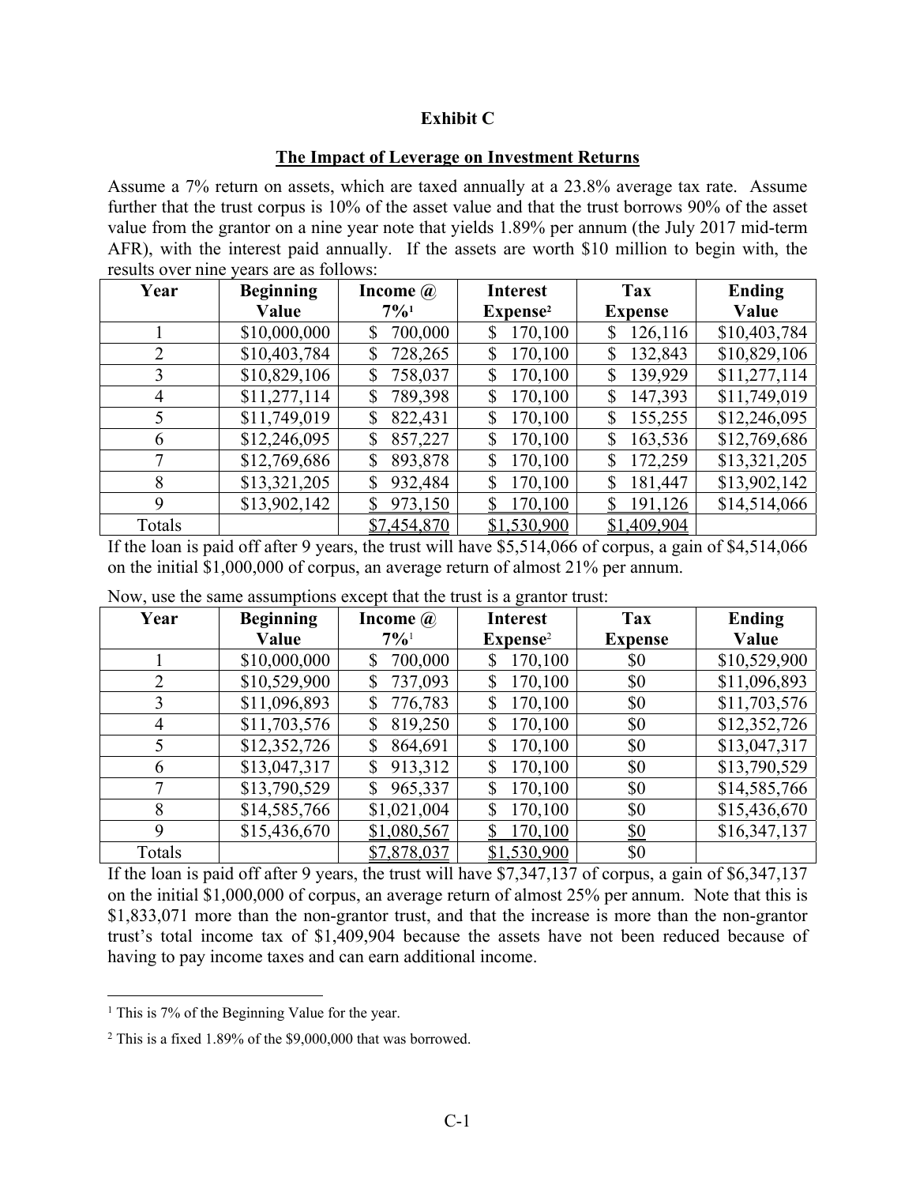**Exhibit C**

**The Impact of Leverage on Investment Returns**

Assume a 7% return on assets, which are taxed annually at a 23.8% average tax rate. Assume further that the trust corpus is 10% of the asset value and that the trust borrows 90% of the asset value from the grantor on a nine year note that yields 1.89% per annum (the July 2017 mid-term AFR), with the interest paid annually. If the assets are worth $10 million to begin with, the results over nine years are as follows:

| Year | Beginning Value | Income @ 7%[1] | Interest Expense[2] | Tax Expense | Ending Value |
|---|---|---|---|---|---|
| 1 | $10,000,000 | $ 700,000 | $ 170,100 | $ 126,116 | $10,403,784 |
| 2 | $10,403,784 | $ 728,265 | $ 170,100 | $ 132,843 | $10,829,106 |
| 3 | $10,829,106 | $ 758,037 | $ 170,100 | $ 139,929 | $11,277,114 |
| 4 | $11,277,114 | $ 789,398 | $ 170,100 | $ 147,393 | $11,749,019 |
| 5 | $11,749,019 | $ 822,431 | $ 170,100 | $ 155,255 | $12,246,095 |
| 6 | $12,246,095 | $ 857,227 | $ 170,100 | $ 163,536 | $12,769,686 |
| 7 | $12,769,686 | $ 893,878 | $ 170,100 | $ 172,259 | $13,321,205 |
| 8 | $13,321,205 | $ 932,484 | $ 170,100 | $ 181,447 | $13,902,142 |
| 9 | $13,902,142 | $ 973,150 | $ 170,100 | $ 191,126 | $14,514,066 |
| Totals | | $7,454,870 | $1,530,900 | $1,409,904 | |

If the loan is paid off after 9 years, the trust will have $5,514,066 of corpus, a gain of $4,514,066 on the initial $1,000,000 of corpus, an average return of almost 21% per annum.

Now, use the same assumptions except that the trust is a grantor trust:

| Year | Beginning Value | Income @ 7%[1] | Interest Expense[2] | Tax Expense | Ending Value |
|---|---|---|---|---|---|
| 1 | $10,000,000 | $ 700,000 | $ 170,100 | $0 | $10,529,900 |
| 2 | $10,529,900 | $ 737,093 | $ 170,100 | $0 | $11,096,893 |
| 3 | $11,096,893 | $ 776,783 | $ 170,100 | $0 | $11,703,576 |
| 4 | $11,703,576 | $ 819,250 | $ 170,100 | $0 | $12,352,726 |
| 5 | $12,352,726 | $ 864,691 | $ 170,100 | $0 | $13,047,317 |
| 6 | $13,047,317 | $ 913,312 | $ 170,100 | $0 | $13,790,529 |
| 7 | $13,790,529 | $ 965,337 | $ 170,100 | $0 | $14,585,766 |
| 8 | $14,585,766 | $1,021,004 | $ 170,100 | $0 | $15,436,670 |
| 9 | $15,436,670 | $1,080,567 | $ 170,100 | $0 | $16,347,137 |
| Totals | | $7,878,037 | $1,530,900 | $0 | |

If the loan is paid off after 9 years, the trust will have $7,347,137 of corpus, a gain of $6,347,137 on the initial $1,000,000 of corpus, an average return of almost 25% per annum. Note that this is $1,833,071 more than the non-grantor trust, and that the increase is more than the non-grantor trust's total income tax of $1,409,904 because the assets have not been reduced because of having to pay income taxes and can earn additional income.

---

[1] This is 7% of the Beginning Value for the year.

[2] This is a fixed 1.89% of the $9,000,000 that was borrowed.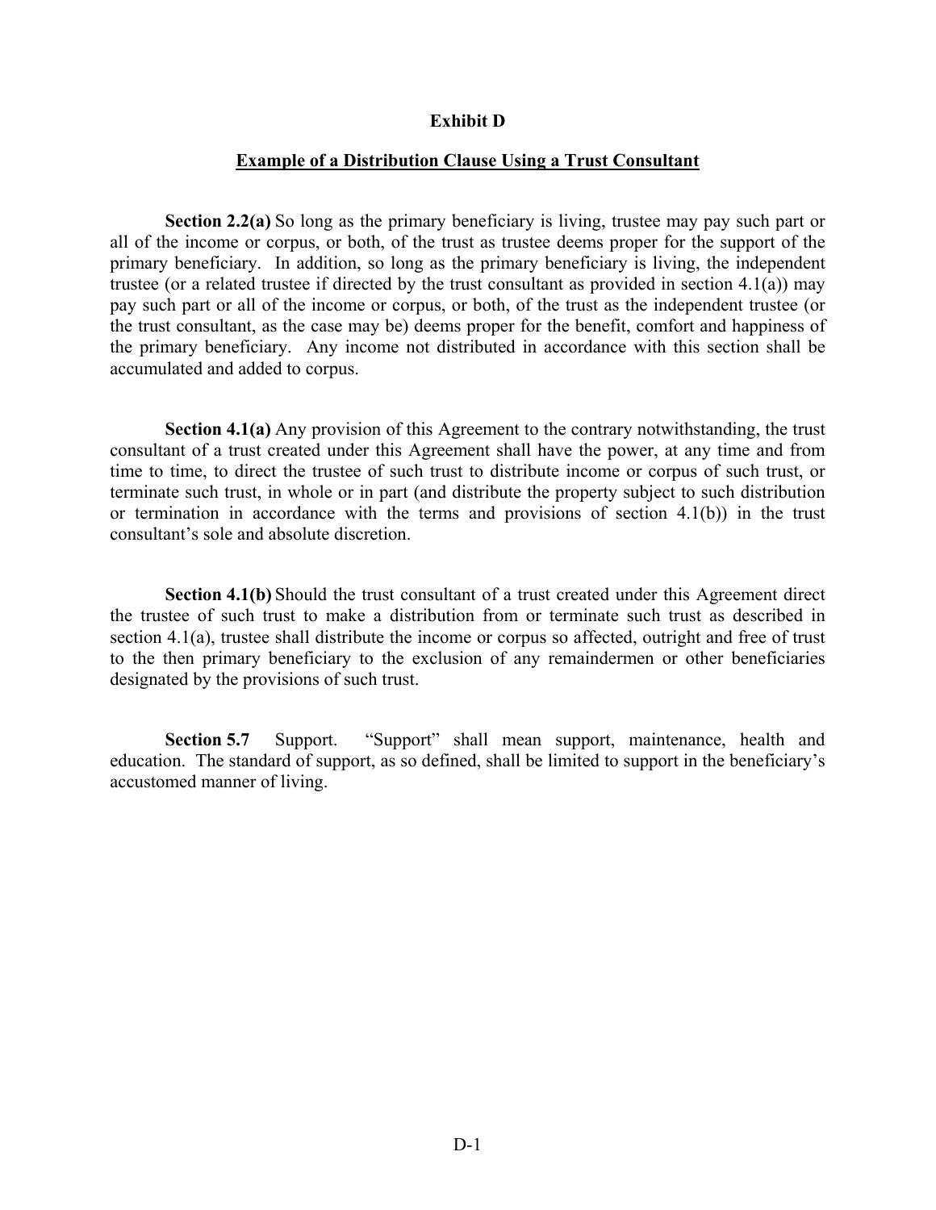**Exhibit D**

**Example of a Distribution Clause Using a Trust Consultant**

**Section 2.2(a)** So long as the primary beneficiary is living, trustee may pay such part or all of the income or corpus, or both, of the trust as trustee deems proper for the support of the primary beneficiary. In addition, so long as the primary beneficiary is living, the independent trustee (or a related trustee if directed by the trust consultant as provided in section 4.1(a)) may pay such part or all of the income or corpus, or both, of the trust as the independent trustee (or the trust consultant, as the case may be) deems proper for the benefit, comfort and happiness of the primary beneficiary. Any income not distributed in accordance with this section shall be accumulated and added to corpus.

**Section 4.1(a)** Any provision of this Agreement to the contrary notwithstanding, the trust consultant of a trust created under this Agreement shall have the power, at any time and from time to time, to direct the trustee of such trust to distribute income or corpus of such trust, or terminate such trust, in whole or in part (and distribute the property subject to such distribution or termination in accordance with the terms and provisions of section 4.1(b)) in the trust consultant's sole and absolute discretion.

**Section 4.1(b)** Should the trust consultant of a trust created under this Agreement direct the trustee of such trust to make a distribution from or terminate such trust as described in section 4.1(a), trustee shall distribute the income or corpus so affected, outright and free of trust to the then primary beneficiary to the exclusion of any remaindermen or other beneficiaries designated by the provisions of such trust.

**Section 5.7** Support. "Support" shall mean support, maintenance, health and education. The standard of support, as so defined, shall be limited to support in the beneficiary's accustomed manner of living.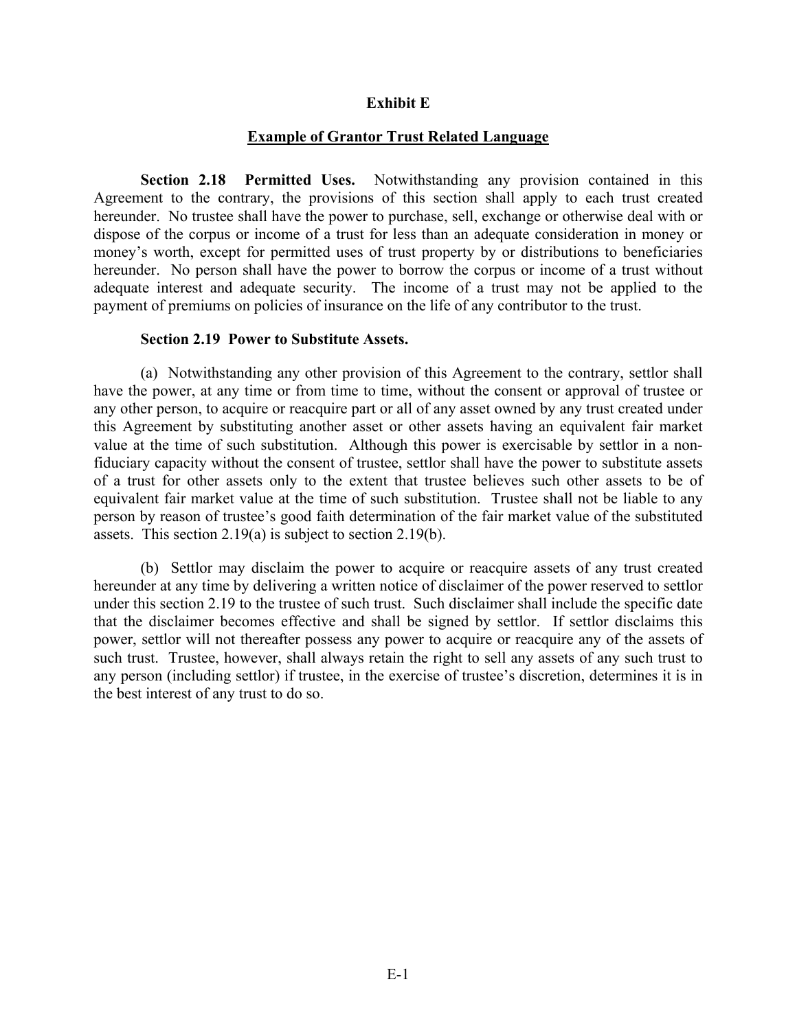# Exhibit E

## Example of Grantor Trust Related Language

**Section 2.18 Permitted Uses.** Notwithstanding any provision contained in this Agreement to the contrary, the provisions of this section shall apply to each trust created hereunder. No trustee shall have the power to purchase, sell, exchange or otherwise deal with or dispose of the corpus or income of a trust for less than an adequate consideration in money or money's worth, except for permitted uses of trust property by or distributions to beneficiaries hereunder. No person shall have the power to borrow the corpus or income of a trust without adequate interest and adequate security. The income of a trust may not be applied to the payment of premiums on policies of insurance on the life of any contributor to the trust.

**Section 2.19 Power to Substitute Assets.**

(a) Notwithstanding any other provision of this Agreement to the contrary, settlor shall have the power, at any time or from time to time, without the consent or approval of trustee or any other person, to acquire or reacquire part or all of any asset owned by any trust created under this Agreement by substituting another asset or other assets having an equivalent fair market value at the time of such substitution. Although this power is exercisable by settlor in a non-fiduciary capacity without the consent of trustee, settlor shall have the power to substitute assets of a trust for other assets only to the extent that trustee believes such other assets to be of equivalent fair market value at the time of such substitution. Trustee shall not be liable to any person by reason of trustee's good faith determination of the fair market value of the substituted assets. This section 2.19(a) is subject to section 2.19(b).

(b) Settlor may disclaim the power to acquire or reacquire assets of any trust created hereunder at any time by delivering a written notice of disclaimer of the power reserved to settlor under this section 2.19 to the trustee of such trust. Such disclaimer shall include the specific date that the disclaimer becomes effective and shall be signed by settlor. If settlor disclaims this power, settlor will not thereafter possess any power to acquire or reacquire any of the assets of such trust. Trustee, however, shall always retain the right to sell any assets of any such trust to any person (including settlor) if trustee, in the exercise of trustee's discretion, determines it is in the best interest of any trust to do so.